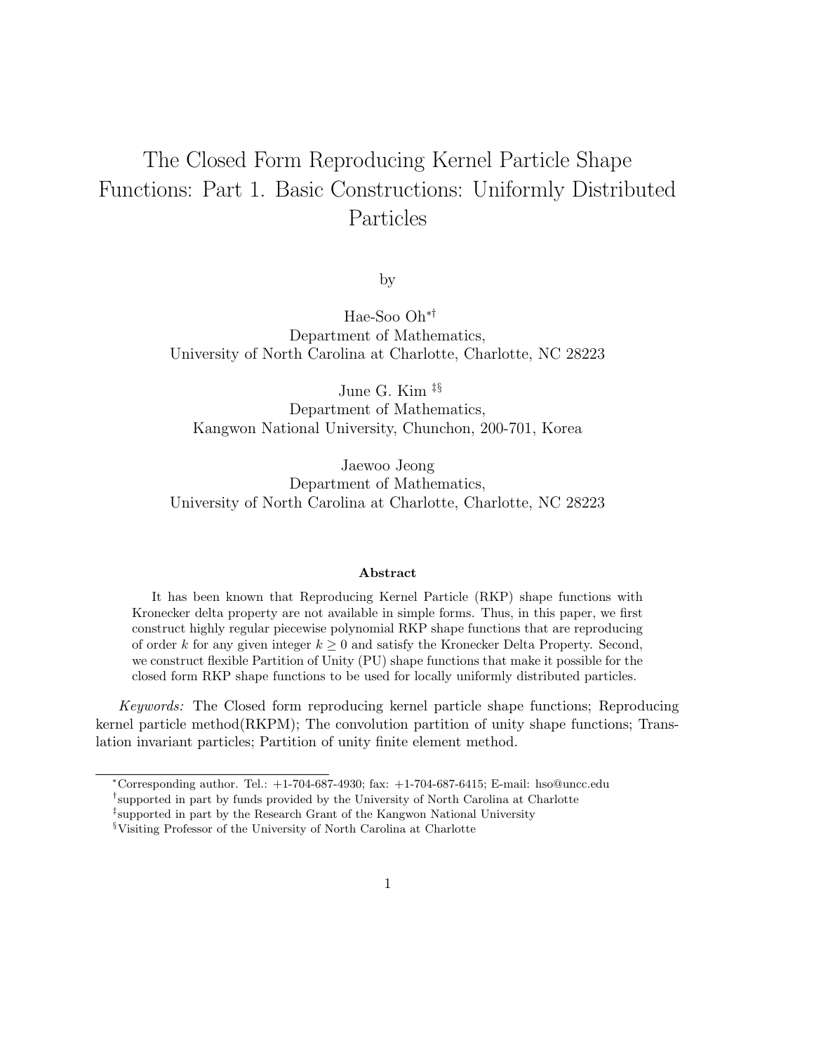# The Closed Form Reproducing Kernel Particle Shape Functions: Part 1. Basic Constructions: Uniformly Distributed Particles

by

Hae-Soo Oh[*,†]
Department of Mathematics,
University of North Carolina at Charlotte, Charlotte, NC 28223

June G. Kim [‡,§]
Department of Mathematics,
Kangwon National University, Chunchon, 200-701, Korea

Jaewoo Jeong
Department of Mathematics,
University of North Carolina at Charlotte, Charlotte, NC 28223

**Abstract**

It has been known that Reproducing Kernel Particle (RKP) shape functions with Kronecker delta property are not available in simple forms. Thus, in this paper, we first construct highly regular piecewise polynomial RKP shape functions that are reproducing of order $k$ for any given integer $k \geq 0$ and satisfy the Kronecker Delta Property. Second, we construct flexible Partition of Unity (PU) shape functions that make it possible for the closed form RKP shape functions to be used for locally uniformly distributed particles.

*Keywords:* The Closed form reproducing kernel particle shape functions; Reproducing kernel particle method(RKPM); The convolution partition of unity shape functions; Translation invariant particles; Partition of unity finite element method.

---

[*] Corresponding author. Tel.: +1-704-687-4930; fax: +1-704-687-6415; E-mail: hso@uncc.edu

[†] supported in part by funds provided by the University of North Carolina at Charlotte

[‡] supported in part by the Research Grant of the Kangwon National University

[§] Visiting Professor of the University of North Carolina at Charlotte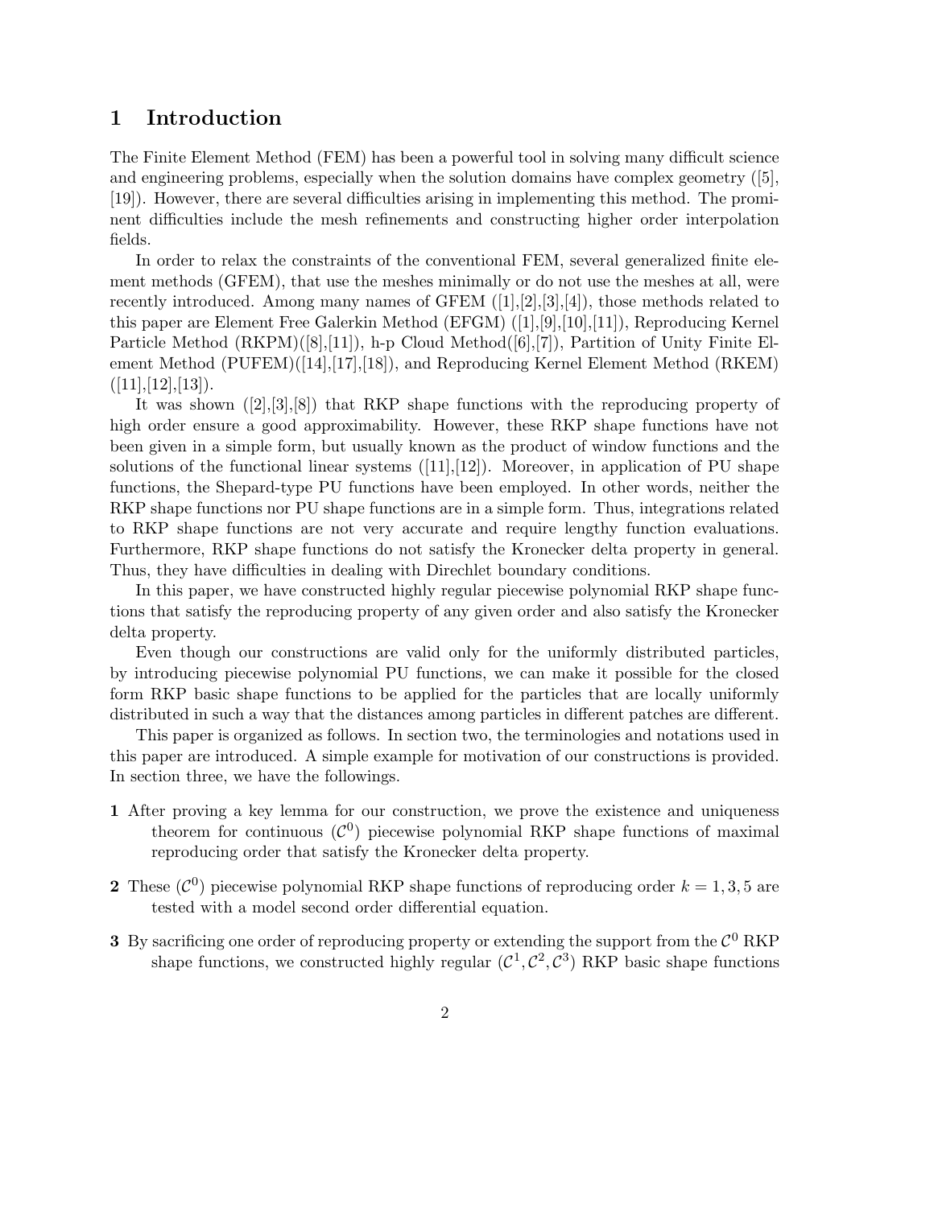# 1 Introduction

The Finite Element Method (FEM) has been a powerful tool in solving many difficult science and engineering problems, especially when the solution domains have complex geometry ([5], [19]). However, there are several difficulties arising in implementing this method. The prominent difficulties include the mesh refinements and constructing higher order interpolation fields.

In order to relax the constraints of the conventional FEM, several generalized finite element methods (GFEM), that use the meshes minimally or do not use the meshes at all, were recently introduced. Among many names of GFEM ([1],[2],[3],[4]), those methods related to this paper are Element Free Galerkin Method (EFGM) ([1],[9],[10],[11]), Reproducing Kernel Particle Method (RKPM)([8],[11]), h-p Cloud Method([6],[7]), Partition of Unity Finite Element Method (PUFEM)([14],[17],[18]), and Reproducing Kernel Element Method (RKEM) ([11],[12],[13]).

It was shown ([2],[3],[8]) that RKP shape functions with the reproducing property of high order ensure a good approximability. However, these RKP shape functions have not been given in a simple form, but usually known as the product of window functions and the solutions of the functional linear systems ([11],[12]). Moreover, in application of PU shape functions, the Shepard-type PU functions have been employed. In other words, neither the RKP shape functions nor PU shape functions are in a simple form. Thus, integrations related to RKP shape functions are not very accurate and require lengthy function evaluations. Furthermore, RKP shape functions do not satisfy the Kronecker delta property in general. Thus, they have difficulties in dealing with Direchlet boundary conditions.

In this paper, we have constructed highly regular piecewise polynomial RKP shape functions that satisfy the reproducing property of any given order and also satisfy the Kronecker delta property.

Even though our constructions are valid only for the uniformly distributed particles, by introducing piecewise polynomial PU functions, we can make it possible for the closed form RKP basic shape functions to be applied for the particles that are locally uniformly distributed in such a way that the distances among particles in different patches are different.

This paper is organized as follows. In section two, the terminologies and notations used in this paper are introduced. A simple example for motivation of our constructions is provided. In section three, we have the followings.

**1** After proving a key lemma for our construction, we prove the existence and uniqueness theorem for continuous ($\mathcal{C}^0$) piecewise polynomial RKP shape functions of maximal reproducing order that satisfy the Kronecker delta property.

**2** These ($\mathcal{C}^0$) piecewise polynomial RKP shape functions of reproducing order $k = 1, 3, 5$ are tested with a model second order differential equation.

**3** By sacrificing one order of reproducing property or extending the support from the $\mathcal{C}^0$ RKP shape functions, we constructed highly regular ($\mathcal{C}^1, \mathcal{C}^2, \mathcal{C}^3$) RKP basic shape functions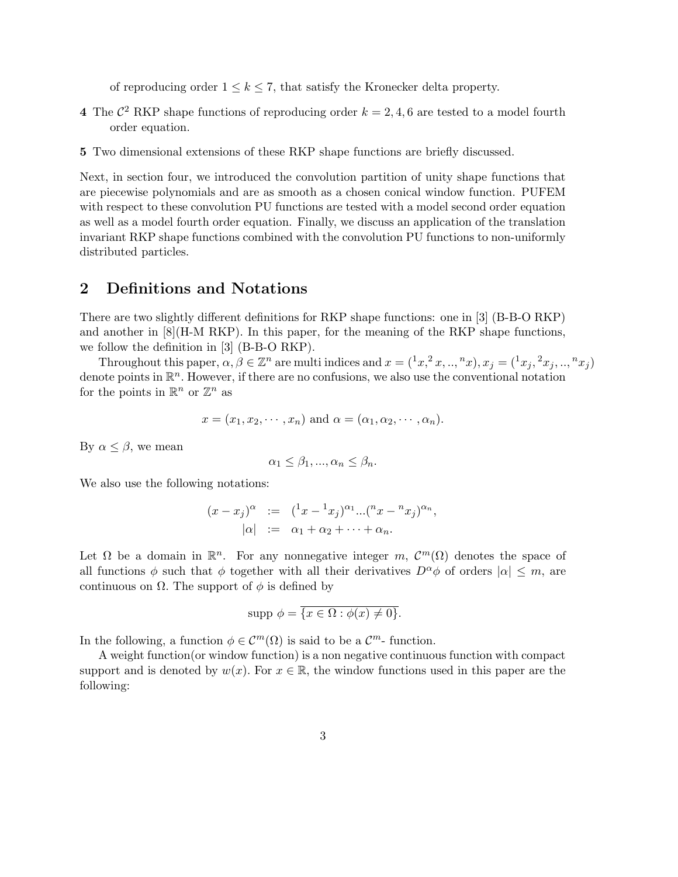of reproducing order $1 \leq k \leq 7$, that satisfy the Kronecker delta property.

**4** The $\mathcal{C}^2$ RKP shape functions of reproducing order $k = 2, 4, 6$ are tested to a model fourth order equation.

**5** Two dimensional extensions of these RKP shape functions are briefly discussed.

Next, in section four, we introduced the convolution partition of unity shape functions that are piecewise polynomials and are as smooth as a chosen conical window function. PUFEM with respect to these convolution PU functions are tested with a model second order equation as well as a model fourth order equation. Finally, we discuss an application of the translation invariant RKP shape functions combined with the convolution PU functions to non-uniformly distributed particles.

## 2 Definitions and Notations

There are two slightly different definitions for RKP shape functions: one in [3] (B-B-O RKP) and another in [8](H-M RKP). In this paper, for the meaning of the RKP shape functions, we follow the definition in [3] (B-B-O RKP).

Throughout this paper, $\alpha, \beta \in \mathbb{Z}^n$ are multi indices and $x = ({}^1x, {}^2x, .., {}^nx), x_j = ({}^1x_j, {}^2x_j, .., {}^nx_j)$ denote points in $\mathbb{R}^n$. However, if there are no confusions, we also use the conventional notation for the points in $\mathbb{R}^n$ or $\mathbb{Z}^n$ as

$$x = (x_1, x_2, \cdots, x_n) \text{ and } \alpha = (\alpha_1, \alpha_2, \cdots, \alpha_n).$$

By $\alpha \leq \beta$, we mean

$$\alpha_1 \leq \beta_1, ..., \alpha_n \leq \beta_n.$$

We also use the following notations:

$$\begin{aligned}
(x - x_j)^\alpha &:= ({}^1x - {}^1x_j)^{\alpha_1} ... ({}^nx - {}^nx_j)^{\alpha_n}, \\
|\alpha| &:= \alpha_1 + \alpha_2 + \cdots + \alpha_n.
\end{aligned}$$

Let $\Omega$ be a domain in $\mathbb{R}^n$. For any nonnegative integer $m$, $\mathcal{C}^m(\Omega)$ denotes the space of all functions $\phi$ such that $\phi$ together with all their derivatives $D^\alpha \phi$ of orders $|\alpha| \leq m$, are continuous on $\Omega$. The support of $\phi$ is defined by

$$\text{supp } \phi = \overline{\{x \in \Omega : \phi(x) \neq 0\}}.$$

In the following, a function $\phi \in \mathcal{C}^m(\Omega)$ is said to be a $\mathcal{C}^m$- function.

A weight function(or window function) is a non negative continuous function with compact support and is denoted by $w(x)$. For $x \in \mathbb{R}$, the window functions used in this paper are the following: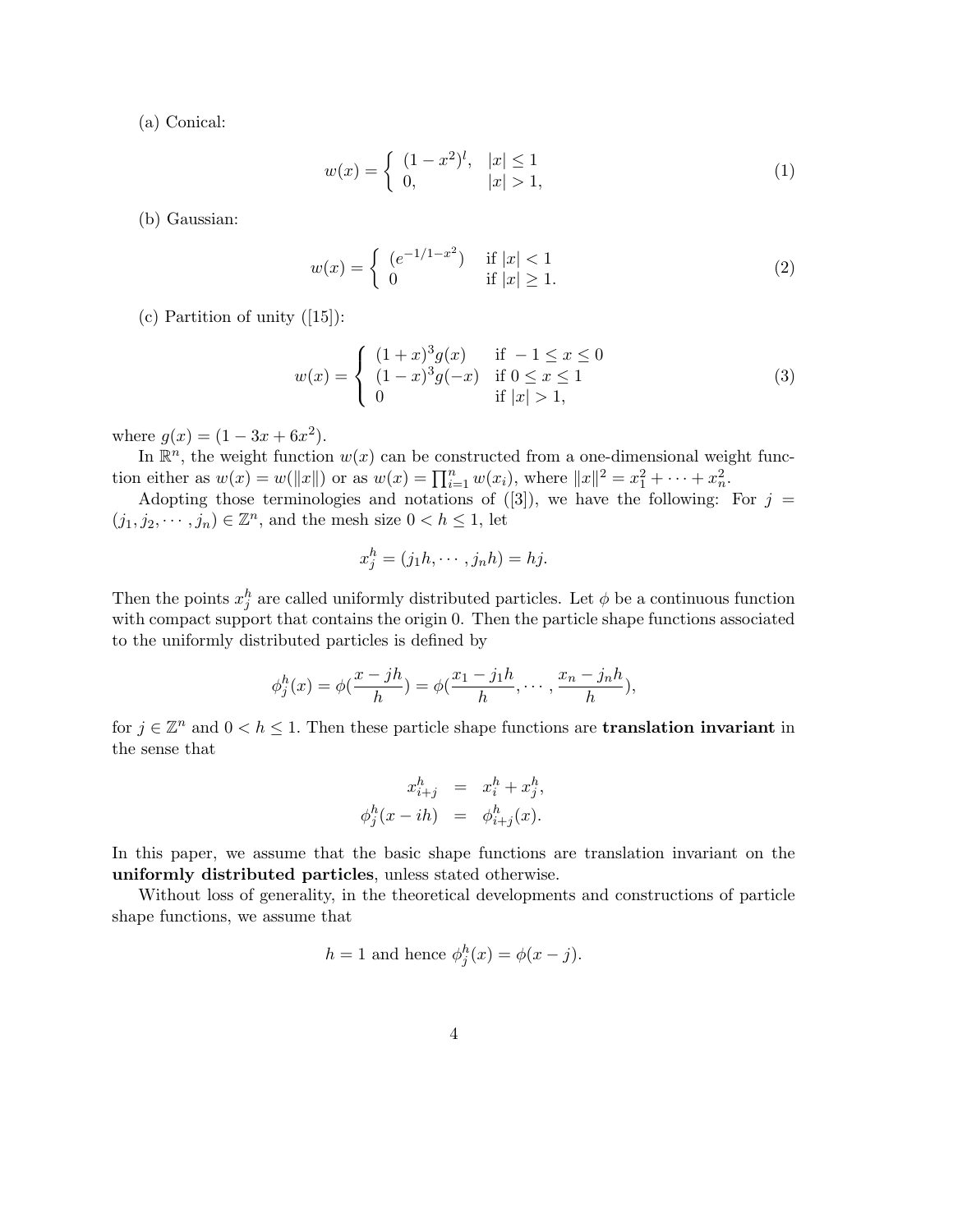(a) Conical:

$$w(x) = \begin{cases} (1-x^2)^l, & |x| \le 1 \\ 0, & |x| > 1, \end{cases} \tag{1}$$

(b) Gaussian:

$$w(x) = \begin{cases} (e^{-1/1-x^2}) & \text{if } |x| < 1 \\ 0 & \text{if } |x| \ge 1. \end{cases} \tag{2}$$

(c) Partition of unity ([15]):

$$w(x) = \begin{cases} (1+x)^3 g(x) & \text{if } -1 \le x \le 0 \\ (1-x)^3 g(-x) & \text{if } 0 \le x \le 1 \\ 0 & \text{if } |x| > 1, \end{cases} \tag{3}$$

where $g(x) = (1 - 3x + 6x^2)$.

In $\mathbb{R}^n$, the weight function $w(x)$ can be constructed from a one-dimensional weight function either as $w(x) = w(\|x\|)$ or as $w(x) = \prod_{i=1}^n w(x_i)$, where $\|x\|^2 = x_1^2 + \cdots + x_n^2$.

Adopting those terminologies and notations of ([3]), we have the following: For $j = (j_1, j_2, \cdots, j_n) \in \mathbb{Z}^n$, and the mesh size $0 < h \le 1$, let

$$x_j^h = (j_1 h, \cdots, j_n h) = hj.$$

Then the points $x_j^h$ are called uniformly distributed particles. Let $\phi$ be a continuous function with compact support that contains the origin 0. Then the particle shape functions associated to the uniformly distributed particles is defined by

$$\phi_j^h(x) = \phi(\frac{x - jh}{h}) = \phi(\frac{x_1 - j_1 h}{h}, \cdots, \frac{x_n - j_n h}{h}),$$

for $j \in \mathbb{Z}^n$ and $0 < h \le 1$. Then these particle shape functions are **translation invariant** in the sense that

$$\begin{aligned} x_{i+j}^h &= x_i^h + x_j^h, \\ \phi_j^h(x - ih) &= \phi_{i+j}^h(x). \end{aligned}$$

In this paper, we assume that the basic shape functions are translation invariant on the **uniformly distributed particles**, unless stated otherwise.

Without loss of generality, in the theoretical developments and constructions of particle shape functions, we assume that

$$h = 1 \text{ and hence } \phi_j^h(x) = \phi(x - j).$$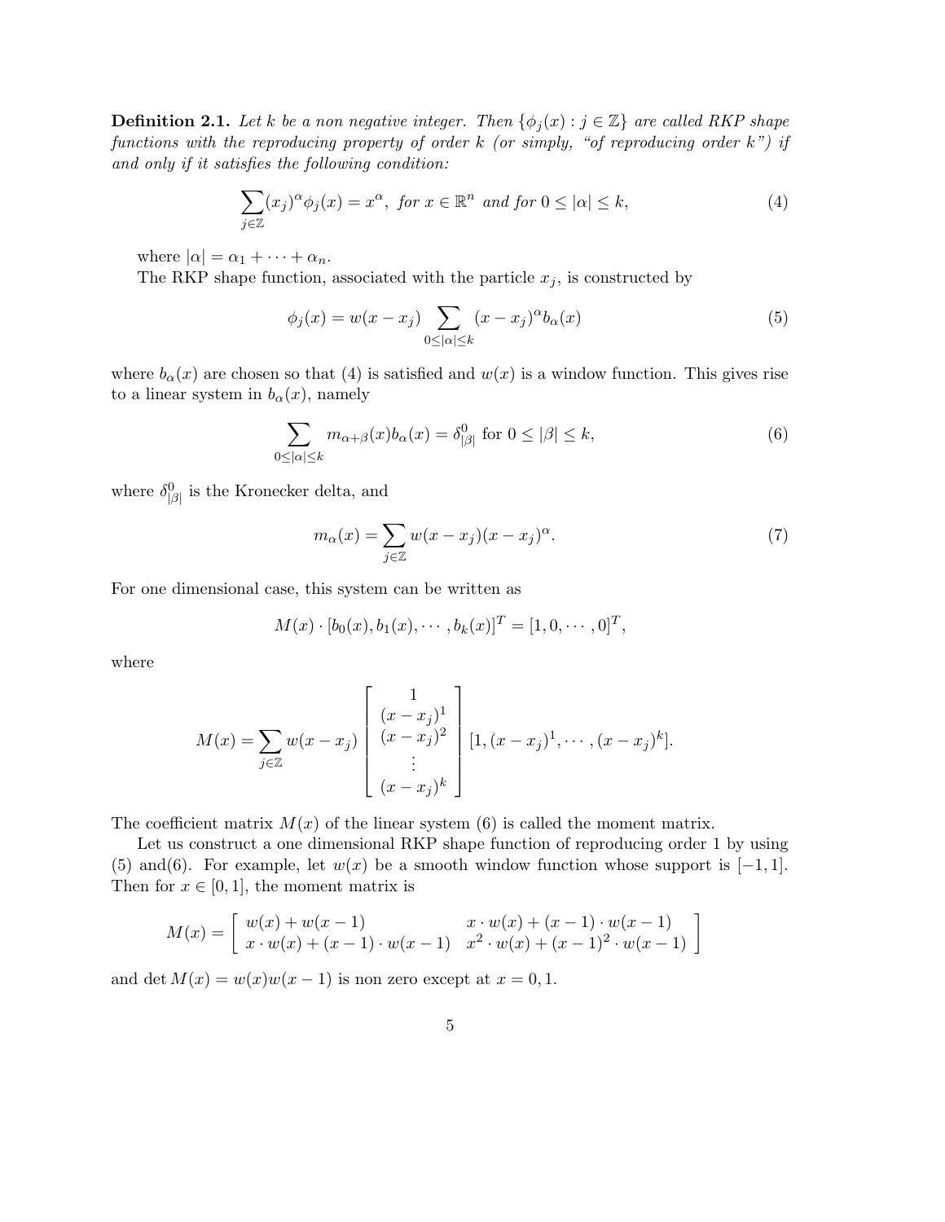**Definition 2.1.** *Let $k$ be a non negative integer. Then $\{\phi_j(x) : j \in \mathbb{Z}\}$ are called RKP shape functions with the reproducing property of order $k$ (or simply, "of reproducing order $k$") if and only if it satisfies the following condition:*

$$\sum_{j \in \mathbb{Z}} (x_j)^\alpha \phi_j(x) = x^\alpha, \text{ for } x \in \mathbb{R}^n \text{ and for } 0 \leq |\alpha| \leq k, \tag{4}$$

where $|\alpha| = \alpha_1 + \cdots + \alpha_n$.

The RKP shape function, associated with the particle $x_j$, is constructed by

$$\phi_j(x) = w(x - x_j) \sum_{0 \leq |\alpha| \leq k} (x - x_j)^\alpha b_\alpha(x) \tag{5}$$

where $b_\alpha(x)$ are chosen so that (4) is satisfied and $w(x)$ is a window function. This gives rise to a linear system in $b_\alpha(x)$, namely

$$\sum_{0 \leq |\alpha| \leq k} m_{\alpha+\beta}(x) b_\alpha(x) = \delta^0_{|\beta|} \text{ for } 0 \leq |\beta| \leq k, \tag{6}$$

where $\delta^0_{|\beta|}$ is the Kronecker delta, and

$$m_\alpha(x) = \sum_{j \in \mathbb{Z}} w(x - x_j)(x - x_j)^\alpha. \tag{7}$$

For one dimensional case, this system can be written as

$$M(x) \cdot [b_0(x), b_1(x), \cdots, b_k(x)]^T = [1, 0, \cdots, 0]^T,$$

where

$$M(x) = \sum_{j \in \mathbb{Z}} w(x - x_j) \begin{bmatrix} 1 \\ (x - x_j)^1 \\ (x - x_j)^2 \\ \vdots \\ (x - x_j)^k \end{bmatrix} [1, (x - x_j)^1, \cdots, (x - x_j)^k].$$

The coefficient matrix $M(x)$ of the linear system (6) is called the moment matrix.

Let us construct a one dimensional RKP shape function of reproducing order 1 by using (5) and(6). For example, let $w(x)$ be a smooth window function whose support is $[-1, 1]$. Then for $x \in [0, 1]$, the moment matrix is

$$M(x) = \begin{bmatrix} w(x) + w(x-1) & x \cdot w(x) + (x-1) \cdot w(x-1) \\ x \cdot w(x) + (x-1) \cdot w(x-1) & x^2 \cdot w(x) + (x-1)^2 \cdot w(x-1) \end{bmatrix}$$

and $\det M(x) = w(x)w(x-1)$ is non zero except at $x = 0, 1$.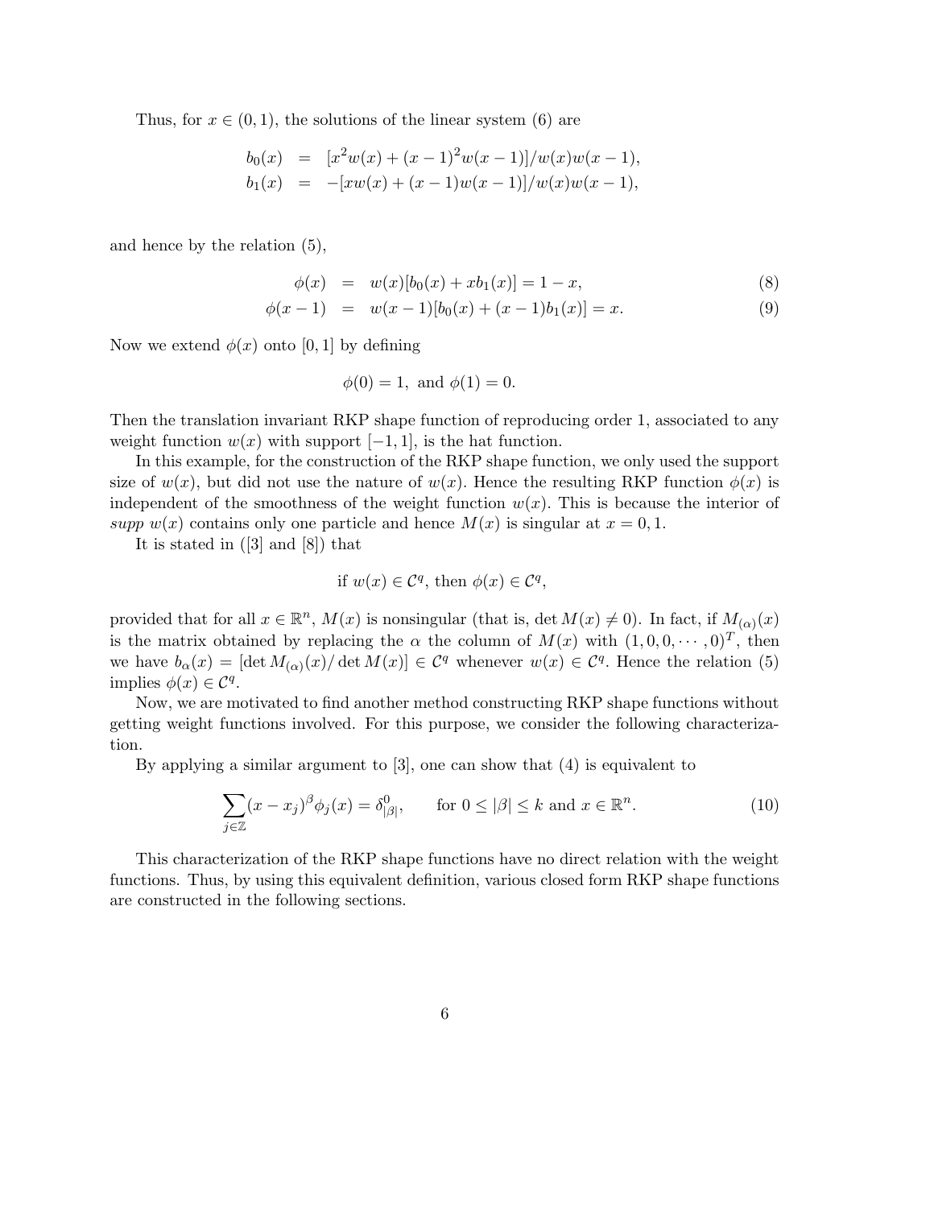Thus, for $x \in (0,1)$, the solutions of the linear system (6) are

$$
\begin{aligned}
b_0(x) &= [x^2 w(x) + (x-1)^2 w(x-1)]/w(x)w(x-1), \\
b_1(x) &= -[xw(x) + (x-1)w(x-1)]/w(x)w(x-1),
\end{aligned}
$$

and hence by the relation (5),

$$
\phi(x) = w(x)[b_0(x) + xb_1(x)] = 1 - x, \tag{8}
$$

$$
\phi(x-1) = w(x-1)[b_0(x) + (x-1)b_1(x)] = x. \tag{9}
$$

Now we extend $\phi(x)$ onto $[0,1]$ by defining

$$
\phi(0) = 1, \text{ and } \phi(1) = 0.
$$

Then the translation invariant RKP shape function of reproducing order 1, associated to any weight function $w(x)$ with support $[-1,1]$, is the hat function.

In this example, for the construction of the RKP shape function, we only used the support size of $w(x)$, but did not use the nature of $w(x)$. Hence the resulting RKP function $\phi(x)$ is independent of the smoothness of the weight function $w(x)$. This is because the interior of *supp* $w(x)$ contains only one particle and hence $M(x)$ is singular at $x = 0, 1$.

It is stated in ([3] and [8]) that

$$
\text{if } w(x) \in \mathcal{C}^q, \text{ then } \phi(x) \in \mathcal{C}^q,
$$

provided that for all $x \in \mathbb{R}^n$, $M(x)$ is nonsingular (that is, $\det M(x) \neq 0$). In fact, if $M_{(\alpha)}(x)$ is the matrix obtained by replacing the $\alpha$ the column of $M(x)$ with $(1, 0, 0, \cdots, 0)^T$, then we have $b_\alpha(x) = [\det M_{(\alpha)}(x)/\det M(x)] \in \mathcal{C}^q$ whenever $w(x) \in \mathcal{C}^q$. Hence the relation (5) implies $\phi(x) \in \mathcal{C}^q$.

Now, we are motivated to find another method constructing RKP shape functions without getting weight functions involved. For this purpose, we consider the following characterization.

By applying a similar argument to [3], one can show that (4) is equivalent to

$$
\sum_{j \in \mathbb{Z}} (x - x_j)^\beta \phi_j(x) = \delta^0_{|\beta|}, \qquad \text{for } 0 \leq |\beta| \leq k \text{ and } x \in \mathbb{R}^n. \tag{10}
$$

This characterization of the RKP shape functions have no direct relation with the weight functions. Thus, by using this equivalent definition, various closed form RKP shape functions are constructed in the following sections.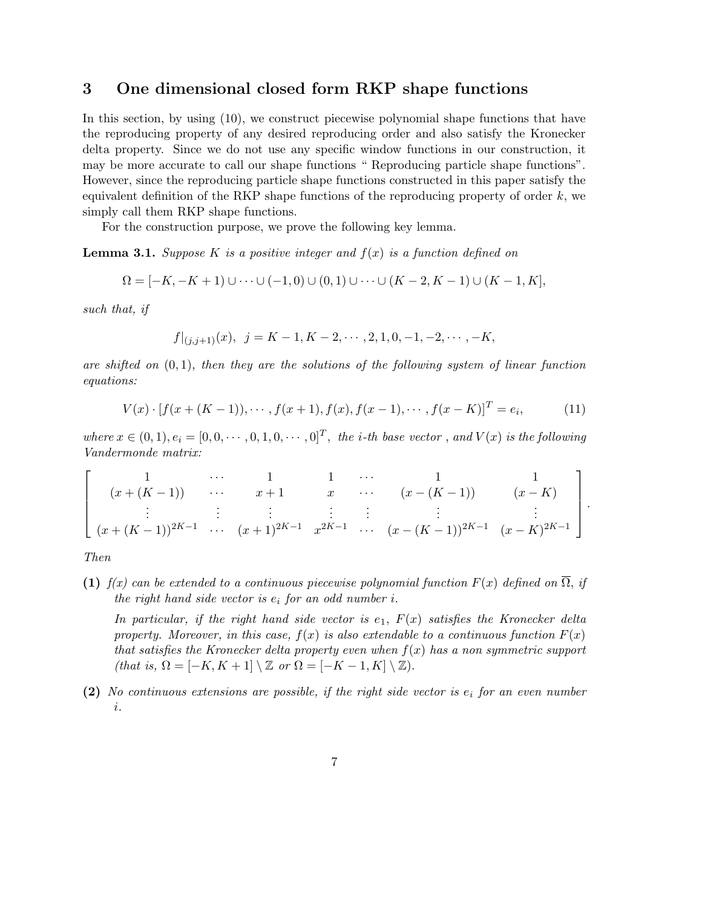## 3 One dimensional closed form RKP shape functions

In this section, by using (10), we construct piecewise polynomial shape functions that have the reproducing property of any desired reproducing order and also satisfy the Kronecker delta property. Since we do not use any specific window functions in our construction, it may be more accurate to call our shape functions " Reproducing particle shape functions". However, since the reproducing particle shape functions constructed in this paper satisfy the equivalent definition of the RKP shape functions of the reproducing property of order $k$, we simply call them RKP shape functions.

For the construction purpose, we prove the following key lemma.

**Lemma 3.1.** *Suppose $K$ is a positive integer and $f(x)$ is a function defined on*

$$\Omega = [-K, -K+1) \cup \cdots \cup (-1, 0) \cup (0, 1) \cup \cdots \cup (K-2, K-1) \cup (K-1, K],$$

*such that, if*

$$f|_{(j,j+1)}(x), \;\; j = K-1, K-2, \cdots, 2, 1, 0, -1, -2, \cdots, -K,$$

*are shifted on $(0, 1)$, then they are the solutions of the following system of linear function equations:*

$$V(x) \cdot [f(x+(K-1)), \cdots, f(x+1), f(x), f(x-1), \cdots, f(x-K)]^T = e_i, \tag{11}$$

*where $x \in (0, 1)$, $e_i = [0, 0, \cdots, 0, 1, 0, \cdots, 0]^T$, the $i$-th base vector , and $V(x)$ is the following Vandermonde matrix:*

$$\begin{bmatrix} 1 & \cdots & 1 & 1 & \cdots & 1 & 1 \\ (x+(K-1)) & \cdots & x+1 & x & \cdots & (x-(K-1)) & (x-K) \\ \vdots & \vdots & \vdots & \vdots & \vdots & \vdots & \vdots \\ (x+(K-1))^{2K-1} & \cdots & (x+1)^{2K-1} & x^{2K-1} & \cdots & (x-(K-1))^{2K-1} & (x-K)^{2K-1} \end{bmatrix}.$$

*Then*

**(1)** *$f(x)$ can be extended to a continuous piecewise polynomial function $F(x)$ defined on $\overline{\Omega}$, if the right hand side vector is $e_i$ for an odd number $i$.*

*In particular, if the right hand side vector is $e_1$, $F(x)$ satisfies the Kronecker delta property. Moreover, in this case, $f(x)$ is also extendable to a continuous function $F(x)$ that satisfies the Kronecker delta property even when $f(x)$ has a non symmetric support (that is, $\Omega = [-K, K+1] \setminus \mathbb{Z}$ or $\Omega = [-K-1, K] \setminus \mathbb{Z}$).*

**(2)** *No continuous extensions are possible, if the right side vector is $e_i$ for an even number $i$.*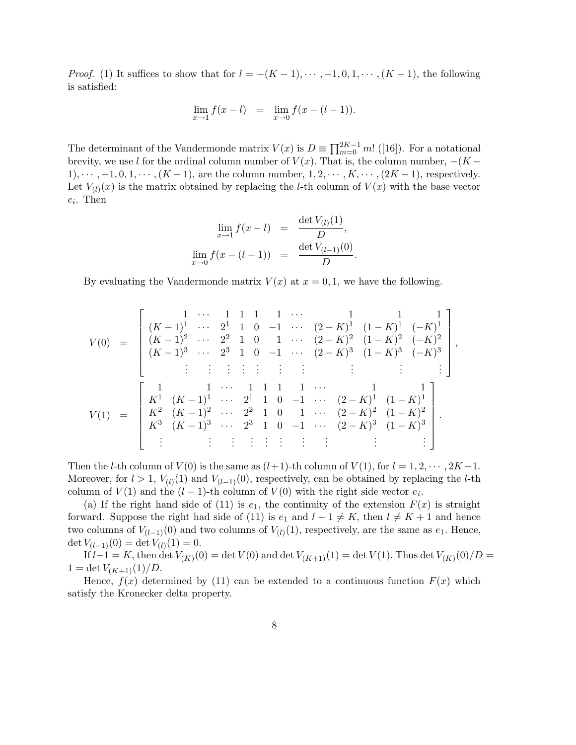*Proof.* (1) It suffices to show that for $l = -(K-1), \cdots, -1, 0, 1, \cdots, (K-1)$, the following is satisfied:

$$\lim_{x \to 1} f(x-l) \quad = \quad \lim_{x \to 0} f(x-(l-1)).$$

The determinant of the Vandermonde matrix $V(x)$ is $D \equiv \prod_{m=0}^{2K-1} m!$ ([16]). For a notational brevity, we use $l$ for the ordinal column number of $V(x)$. That is, the column number, $-(K-1), \cdots, -1, 0, 1, \cdots, (K-1)$, are the column number, $1, 2, \cdots, K, \cdots, (2K-1)$, respectively. Let $V_{(l)}(x)$ is the matrix obtained by replacing the $l$-th column of $V(x)$ with the base vector $e_i$. Then

$$\begin{aligned}
\lim_{x \to 1} f(x-l) &= \frac{\det V_{(l)}(1)}{D}, \\
\lim_{x \to 0} f(x-(l-1)) &= \frac{\det V_{(l-1)}(0)}{D}.
\end{aligned}$$

By evaluating the Vandermonde matrix $V(x)$ at $x = 0, 1$, we have the following.

$$V(0) = \begin{bmatrix}
1 & \cdots & 1 & 1 & 1 & 1 & \cdots & 1 & 1 & 1 \\
(K-1)^1 & \cdots & 2^1 & 1 & 0 & -1 & \cdots & (2-K)^1 & (1-K)^1 & (-K)^1 \\
(K-1)^2 & \cdots & 2^2 & 1 & 0 & 1 & \cdots & (2-K)^2 & (1-K)^2 & (-K)^2 \\
(K-1)^3 & \cdots & 2^3 & 1 & 0 & -1 & \cdots & (2-K)^3 & (1-K)^3 & (-K)^3 \\
\vdots & \vdots & \vdots & \vdots & \vdots & \vdots & \vdots & \vdots & \vdots & \vdots
\end{bmatrix},$$

$$V(1) = \begin{bmatrix}
1 & 1 & \cdots & 1 & 1 & 1 & 1 & \cdots & 1 & 1 \\
K^1 & (K-1)^1 & \cdots & 2^1 & 1 & 0 & -1 & \cdots & (2-K)^1 & (1-K)^1 \\
K^2 & (K-1)^2 & \cdots & 2^2 & 1 & 0 & 1 & \cdots & (2-K)^2 & (1-K)^2 \\
K^3 & (K-1)^3 & \cdots & 2^3 & 1 & 0 & -1 & \cdots & (2-K)^3 & (1-K)^3 \\
\vdots & \vdots & \vdots & \vdots & \vdots & \vdots & \vdots & \vdots & \vdots & \vdots
\end{bmatrix}.$$

Then the $l$-th column of $V(0)$ is the same as $(l+1)$-th column of $V(1)$, for $l = 1, 2, \cdots, 2K-1$. Moreover, for $l > 1$, $V_{(l)}(1)$ and $V_{(l-1)}(0)$, respectively, can be obtained by replacing the $l$-th column of $V(1)$ and the $(l-1)$-th column of $V(0)$ with the right side vector $e_i$.

(a) If the right hand side of (11) is $e_1$, the continuity of the extension $F(x)$ is straight forward. Suppose the right had side of (11) is $e_1$ and $l-1 \neq K$, then $l \neq K+1$ and hence two columns of $V_{(l-1)}(0)$ and two columns of $V_{(l)}(1)$, respectively, are the same as $e_1$. Hence, $\det V_{(l-1)}(0) = \det V_{(l)}(1) = 0$.

If $l-1 = K$, then $\det V_{(K)}(0) = \det V(0)$ and $\det V_{(K+1)}(1) = \det V(1)$. Thus $\det V_{(K)}(0)/D = 1 = \det V_{(K+1)}(1)/D$.

Hence, $f(x)$ determined by (11) can be extended to a continuous function $F(x)$ which satisfy the Kronecker delta property.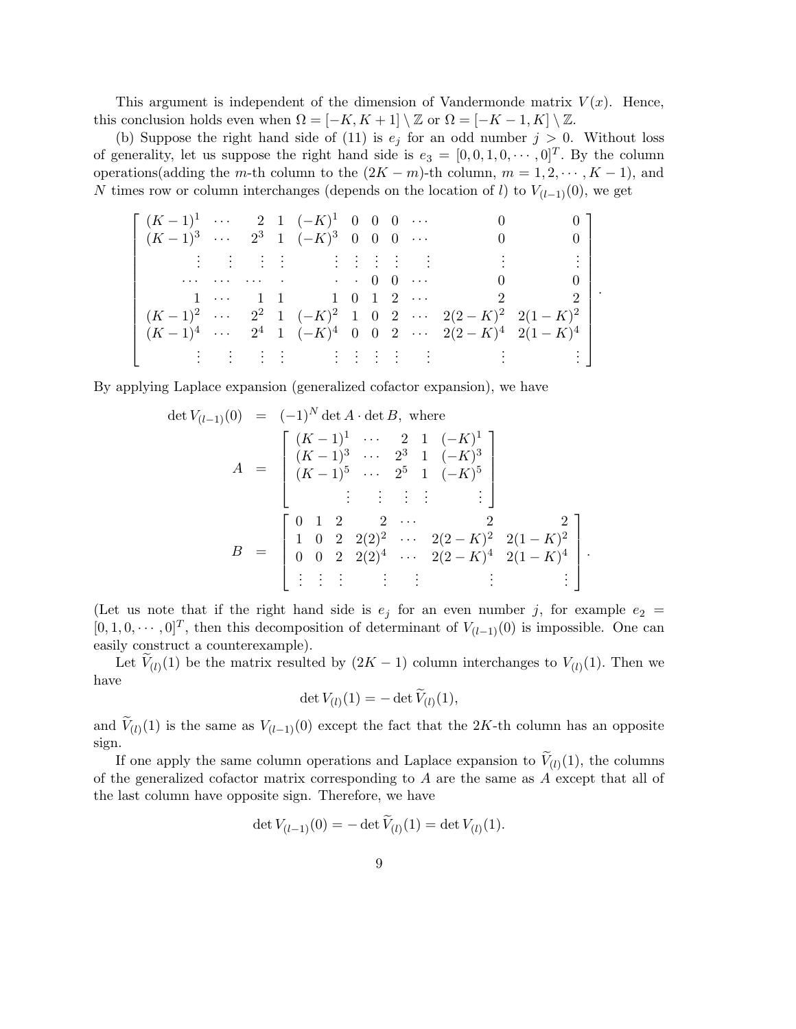This argument is independent of the dimension of Vandermonde matrix $V(x)$. Hence, this conclusion holds even when $\Omega = [-K, K+1] \setminus \mathbb{Z}$ or $\Omega = [-K-1, K] \setminus \mathbb{Z}$.

(b) Suppose the right hand side of (11) is $e_j$ for an odd number $j > 0$. Without loss of generality, let us suppose the right hand side is $e_3 = [0, 0, 1, 0, \cdots, 0]^T$. By the column operations(adding the $m$-th column to the $(2K-m)$-th column, $m = 1, 2, \cdots, K-1$), and $N$ times row or column interchanges (depends on the location of $l$) to $V_{(l-1)}(0)$, we get

$$
\begin{bmatrix}
(K-1)^1 & \cdots & 2 & 1 & (-K)^1 & 0 & 0 & 0 & \cdots & 0 & 0 \\
(K-1)^3 & \cdots & 2^3 & 1 & (-K)^3 & 0 & 0 & 0 & \cdots & 0 & 0 \\
\vdots & \vdots & \vdots & \vdots & \vdots & \vdots & \vdots & \vdots & \vdots & \vdots & \vdots \\
\cdots & \cdots & \cdots & \cdot & \cdot & \cdot & 0 & 0 & \cdots & 0 & 0 \\
1 & \cdots & 1 & 1 & 1 & 0 & 1 & 2 & \cdots & 2 & 2 \\
(K-1)^2 & \cdots & 2^2 & 1 & (-K)^2 & 1 & 0 & 2 & \cdots & 2(2-K)^2 & 2(1-K)^2 \\
(K-1)^4 & \cdots & 2^4 & 1 & (-K)^4 & 0 & 0 & 2 & \cdots & 2(2-K)^4 & 2(1-K)^4 \\
\vdots & \vdots & \vdots & \vdots & \vdots & \vdots & \vdots & \vdots & \vdots & \vdots & \vdots
\end{bmatrix}.
$$

By applying Laplace expansion (generalized cofactor expansion), we have

$$
\begin{aligned}
\det V_{(l-1)}(0) &= (-1)^N \det A \cdot \det B, \text{ where} \\
A &= \begin{bmatrix}
(K-1)^1 & \cdots & 2 & 1 & (-K)^1 \\
(K-1)^3 & \cdots & 2^3 & 1 & (-K)^3 \\
(K-1)^5 & \cdots & 2^5 & 1 & (-K)^5 \\
\vdots & \vdots & \vdots & \vdots & \vdots
\end{bmatrix} \\
B &= \begin{bmatrix}
0 & 1 & 2 & 2 & \cdots & 2 & 2 \\
1 & 0 & 2 & 2(2)^2 & \cdots & 2(2-K)^2 & 2(1-K)^2 \\
0 & 0 & 2 & 2(2)^4 & \cdots & 2(2-K)^4 & 2(1-K)^4 \\
\vdots & \vdots & \vdots & \vdots & \vdots & \vdots & \vdots
\end{bmatrix}.
\end{aligned}
$$

(Let us note that if the right hand side is $e_j$ for an even number $j$, for example $e_2 = [0, 1, 0, \cdots, 0]^T$, then this decomposition of determinant of $V_{(l-1)}(0)$ is impossible. One can easily construct a counterexample).

Let $\widetilde{V}_{(l)}(1)$ be the matrix resulted by $(2K-1)$ column interchanges to $V_{(l)}(1)$. Then we have

$$
\det V_{(l)}(1) = -\det \widetilde{V}_{(l)}(1),
$$

and $\widetilde{V}_{(l)}(1)$ is the same as $V_{(l-1)}(0)$ except the fact that the $2K$-th column has an opposite sign.

If one apply the same column operations and Laplace expansion to $\widetilde{V}_{(l)}(1)$, the columns of the generalized cofactor matrix corresponding to $A$ are the same as $A$ except that all of the last column have opposite sign. Therefore, we have

$$
\det V_{(l-1)}(0) = -\det \widetilde{V}_{(l)}(1) = \det V_{(l)}(1).
$$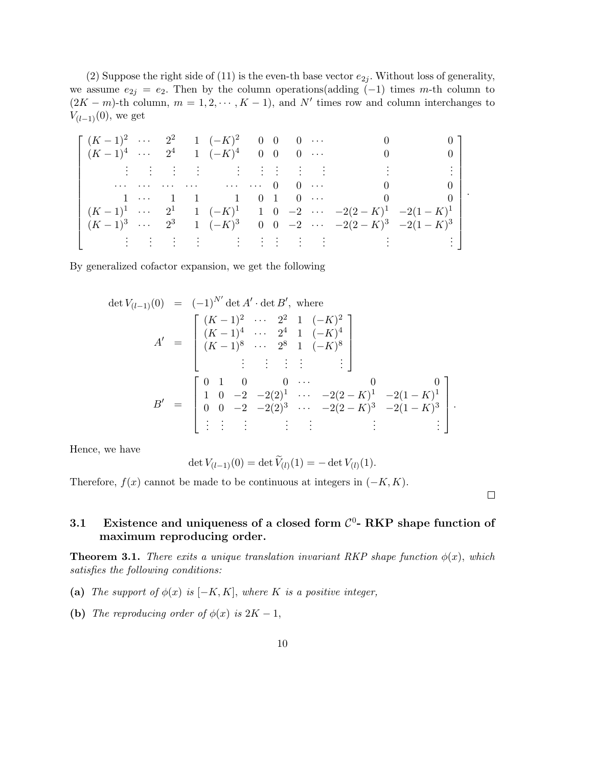(2) Suppose the right side of (11) is the even-th base vector $e_{2j}$. Without loss of generality, we assume $e_{2j} = e_2$. Then by the column operations(adding $(-1)$ times $m$-th column to $(2K-m)$-th column, $m = 1, 2, \cdots, K-1$), and $N'$ times row and column interchanges to $V_{(l-1)}(0)$, we get

$$
\begin{bmatrix}
(K-1)^2 & \cdots & 2^2 & 1 & (-K)^2 & 0 & 0 & 0 & \cdots & 0 & 0 \\
(K-1)^4 & \cdots & 2^4 & 1 & (-K)^4 & 0 & 0 & 0 & \cdots & 0 & 0 \\
\vdots & \vdots & \vdots & \vdots & \vdots & \vdots & \vdots & \vdots & \vdots & \vdots & \vdots \\
\cdots & \cdots & \cdots & \cdots & \cdots & \cdots & 0 & 0 & \cdots & 0 & 0 \\
1 & \cdots & 1 & 1 & 1 & 0 & 1 & 0 & \cdots & 0 & 0 \\
(K-1)^1 & \cdots & 2^1 & 1 & (-K)^1 & 1 & 0 & -2 & \cdots & -2(2-K)^1 & -2(1-K)^1 \\
(K-1)^3 & \cdots & 2^3 & 1 & (-K)^3 & 0 & 0 & -2 & \cdots & -2(2-K)^3 & -2(1-K)^3 \\
\vdots & \vdots & \vdots & \vdots & \vdots & \vdots & \vdots & \vdots & \vdots & \vdots & \vdots
\end{bmatrix}.
$$

By generalized cofactor expansion, we get the following

$$
\begin{aligned}
\det V_{(l-1)}(0) &= (-1)^{N'} \det A' \cdot \det B', \text{ where} \\
A' &= \begin{bmatrix}
(K-1)^2 & \cdots & 2^2 & 1 & (-K)^2 \\
(K-1)^4 & \cdots & 2^4 & 1 & (-K)^4 \\
(K-1)^8 & \cdots & 2^8 & 1 & (-K)^8 \\
& \vdots & \vdots & \vdots & \vdots
\end{bmatrix} \\
B' &= \begin{bmatrix}
0 & 1 & 0 & 0 & \cdots & 0 & 0 \\
1 & 0 & -2 & -2(2)^1 & \cdots & -2(2-K)^1 & -2(1-K)^1 \\
0 & 0 & -2 & -2(2)^3 & \cdots & -2(2-K)^3 & -2(1-K)^3 \\
\vdots & \vdots & \vdots & \vdots & \vdots & \vdots & \vdots
\end{bmatrix}.
\end{aligned}
$$

Hence, we have

$$
\det V_{(l-1)}(0) = \det \widetilde{V}_{(l)}(1) = -\det V_{(l)}(1).
$$

Therefore, $f(x)$ cannot be made to be continuous at integers in $(-K, K)$.

□

### 3.1 Existence and uniqueness of a closed form $\mathcal{C}^0$- RKP shape function of maximum reproducing order.

**Theorem 3.1.** *There exits a unique translation invariant RKP shape function $\phi(x)$, which satisfies the following conditions:*

**(a)** *The support of $\phi(x)$ is $[-K, K]$, where $K$ is a positive integer,*

**(b)** *The reproducing order of $\phi(x)$ is $2K-1$,*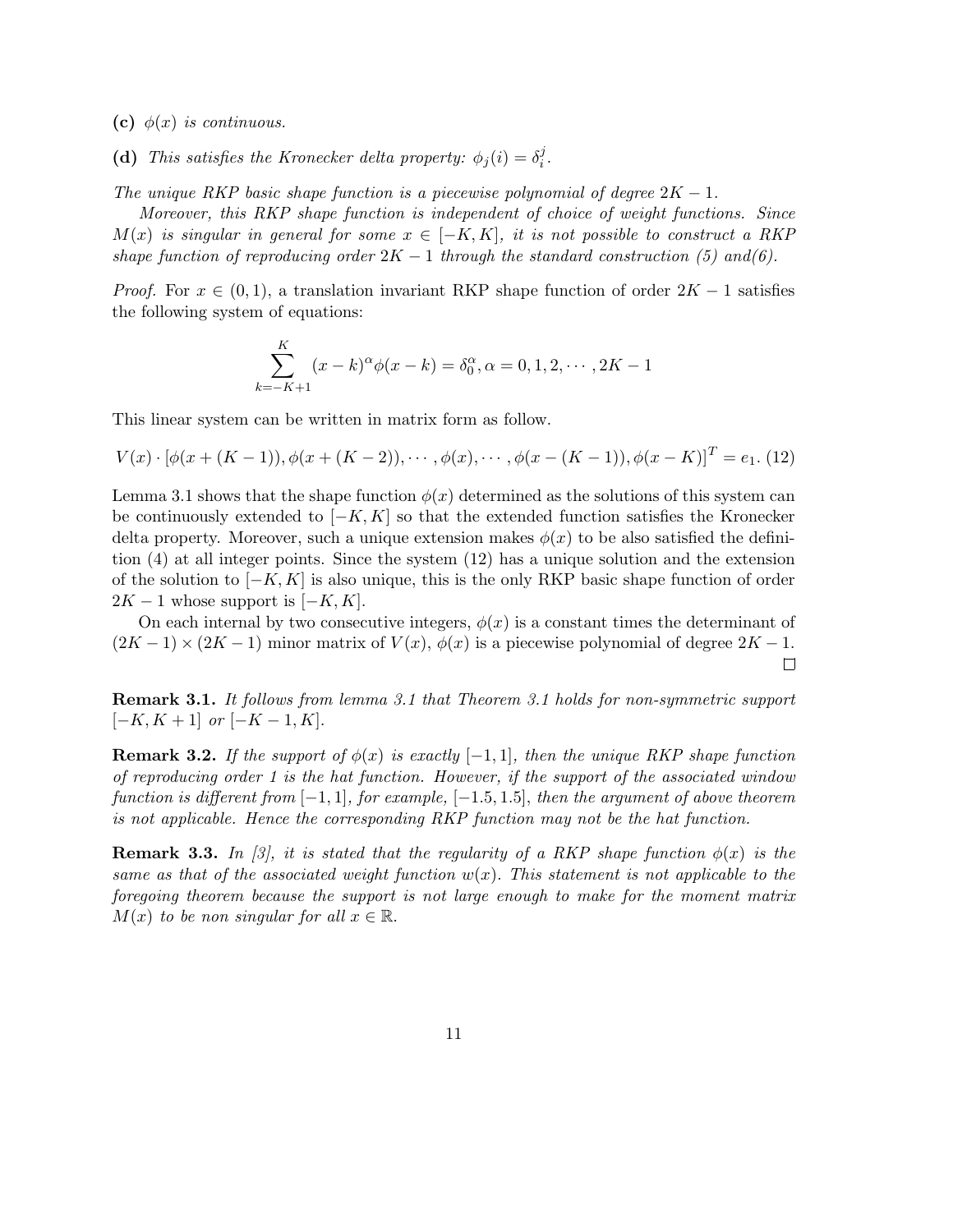**(c)** *$\phi(x)$ is continuous.*

**(d)** *This satisfies the Kronecker delta property: $\phi_j(i) = \delta_i^j$.*

*The unique RKP basic shape function is a piecewise polynomial of degree $2K-1$.*

*Moreover, this RKP shape function is independent of choice of weight functions. Since $M(x)$ is singular in general for some $x \in [-K, K]$, it is not possible to construct a RKP shape function of reproducing order $2K-1$ through the standard construction (5) and(6).*

*Proof.* For $x \in (0,1)$, a translation invariant RKP shape function of order $2K-1$ satisfies the following system of equations:

$$\sum_{k=-K+1}^{K} (x-k)^{\alpha} \phi(x-k) = \delta_0^{\alpha}, \alpha = 0, 1, 2, \cdots, 2K-1$$

This linear system can be written in matrix form as follow.

$$V(x) \cdot [\phi(x+(K-1)), \phi(x+(K-2)), \cdots, \phi(x), \cdots, \phi(x-(K-1)), \phi(x-K)]^T = e_1. \quad (12)$$

Lemma 3.1 shows that the shape function $\phi(x)$ determined as the solutions of this system can be continuously extended to $[-K, K]$ so that the extended function satisfies the Kronecker delta property. Moreover, such a unique extension makes $\phi(x)$ to be also satisfied the definition (4) at all integer points. Since the system (12) has a unique solution and the extension of the solution to $[-K, K]$ is also unique, this is the only RKP basic shape function of order $2K-1$ whose support is $[-K, K]$.

On each internal by two consecutive integers, $\phi(x)$ is a constant times the determinant of $(2K-1) \times (2K-1)$ minor matrix of $V(x)$, $\phi(x)$ is a piecewise polynomial of degree $2K-1$. □

**Remark 3.1.** *It follows from lemma 3.1 that Theorem 3.1 holds for non-symmetric support $[-K, K+1]$ or $[-K-1, K]$.*

**Remark 3.2.** *If the support of $\phi(x)$ is exactly $[-1, 1]$, then the unique RKP shape function of reproducing order 1 is the hat function. However, if the support of the associated window function is different from $[-1, 1]$, for example, $[-1.5, 1.5]$, then the argument of above theorem is not applicable. Hence the corresponding RKP function may not be the hat function.*

**Remark 3.3.** *In [3], it is stated that the regularity of a RKP shape function $\phi(x)$ is the same as that of the associated weight function $w(x)$. This statement is not applicable to the foregoing theorem because the support is not large enough to make for the moment matrix $M(x)$ to be non singular for all $x \in \mathbb{R}$.*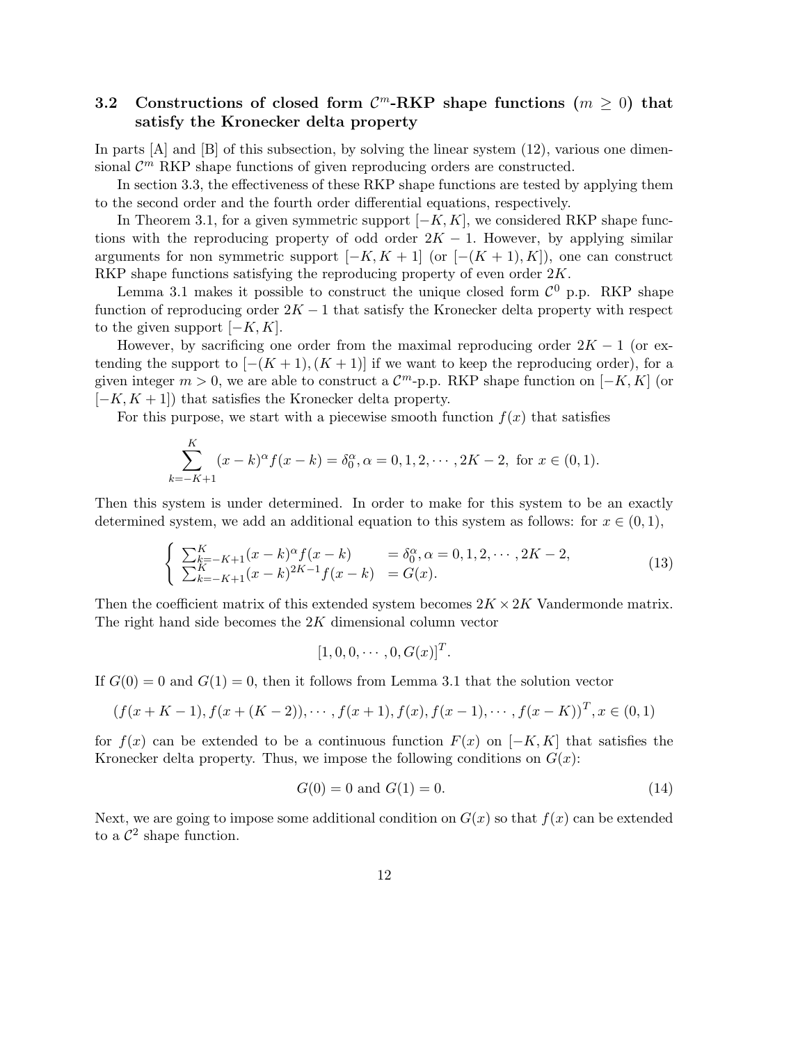### 3.2 Constructions of closed form $\mathcal{C}^m$-RKP shape functions ($m \geq 0$) that satisfy the Kronecker delta property

In parts [A] and [B] of this subsection, by solving the linear system (12), various one dimensional $\mathcal{C}^m$ RKP shape functions of given reproducing orders are constructed.

In section 3.3, the effectiveness of these RKP shape functions are tested by applying them to the second order and the fourth order differential equations, respectively.

In Theorem 3.1, for a given symmetric support $[-K, K]$, we considered RKP shape functions with the reproducing property of odd order $2K - 1$. However, by applying similar arguments for non symmetric support $[-K, K+1]$ (or $[-(K+1), K]$), one can construct RKP shape functions satisfying the reproducing property of even order $2K$.

Lemma 3.1 makes it possible to construct the unique closed form $\mathcal{C}^0$ p.p. RKP shape function of reproducing order $2K - 1$ that satisfy the Kronecker delta property with respect to the given support $[-K, K]$.

However, by sacrificing one order from the maximal reproducing order $2K - 1$ (or extending the support to $[-(K+1), (K+1)]$ if we want to keep the reproducing order), for a given integer $m > 0$, we are able to construct a $\mathcal{C}^m$-p.p. RKP shape function on $[-K, K]$ (or $[-K, K+1]$) that satisfies the Kronecker delta property.

For this purpose, we start with a piecewise smooth function $f(x)$ that satisfies

$$\sum_{k=-K+1}^{K} (x-k)^\alpha f(x-k) = \delta_0^\alpha, \alpha = 0, 1, 2, \cdots, 2K-2, \text{ for } x \in (0, 1).$$

Then this system is under determined. In order to make for this system to be an exactly determined system, we add an additional equation to this system as follows: for $x \in (0, 1)$,

$$\begin{cases} \sum_{k=-K+1}^{K} (x-k)^\alpha f(x-k) & = \delta_0^\alpha, \alpha = 0, 1, 2, \cdots, 2K-2, \\ \sum_{k=-K+1}^{K} (x-k)^{2K-1} f(x-k) & = G(x). \end{cases} \tag{13}$$

Then the coefficient matrix of this extended system becomes $2K \times 2K$ Vandermonde matrix. The right hand side becomes the $2K$ dimensional column vector

$$[1, 0, 0, \cdots, 0, G(x)]^T.$$

If $G(0) = 0$ and $G(1) = 0$, then it follows from Lemma 3.1 that the solution vector

$$(f(x+K-1), f(x+(K-2)), \cdots, f(x+1), f(x), f(x-1), \cdots, f(x-K))^T, x \in (0, 1)$$

for $f(x)$ can be extended to be a continuous function $F(x)$ on $[-K, K]$ that satisfies the Kronecker delta property. Thus, we impose the following conditions on $G(x)$:

$$G(0) = 0 \text{ and } G(1) = 0. \tag{14}$$

Next, we are going to impose some additional condition on $G(x)$ so that $f(x)$ can be extended to a $\mathcal{C}^2$ shape function.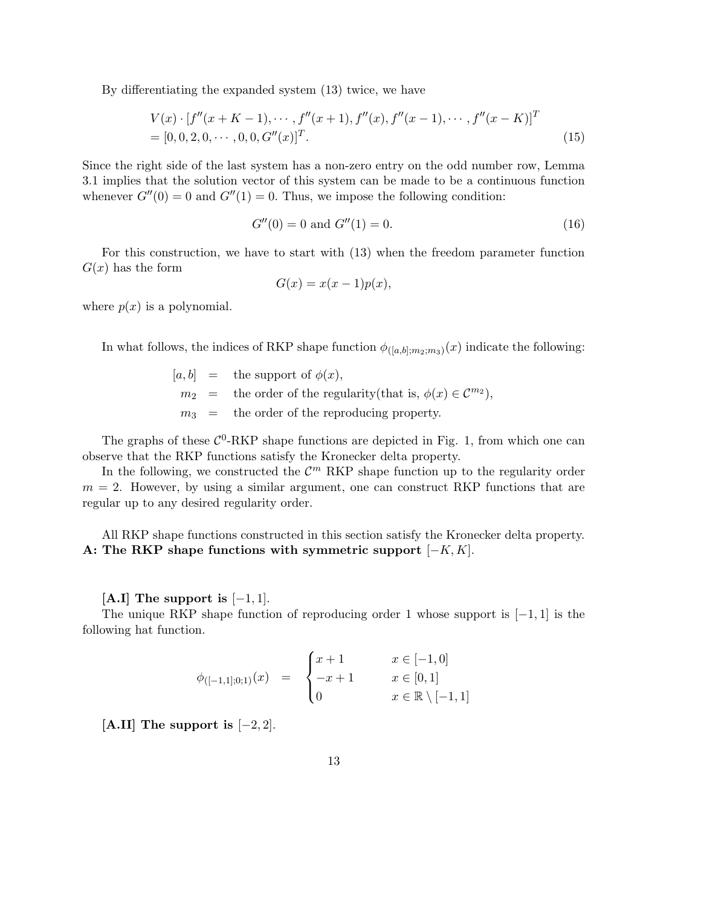By differentiating the expanded system (13) twice, we have

$$
\begin{aligned}
& V(x) \cdot [f''(x+K-1), \cdots, f''(x+1), f''(x), f''(x-1), \cdots, f''(x-K)]^T \\
& = [0, 0, 2, 0, \cdots, 0, 0, G''(x)]^T.
\end{aligned} \tag{15}
$$

Since the right side of the last system has a non-zero entry on the odd number row, Lemma 3.1 implies that the solution vector of this system can be made to be a continuous function whenever $G''(0) = 0$ and $G''(1) = 0$. Thus, we impose the following condition:

$$
G''(0) = 0 \text{ and } G''(1) = 0. \tag{16}
$$

For this construction, we have to start with (13) when the freedom parameter function $G(x)$ has the form

$$
G(x) = x(x-1)p(x),
$$

where $p(x)$ is a polynomial.

In what follows, the indices of RKP shape function $\phi_{([a,b];m_2;m_3)}(x)$ indicate the following:

$$
\begin{aligned}
[a, b] &= \text{ the support of } \phi(x), \\
m_2 &= \text{ the order of the regularity(that is, } \phi(x) \in \mathcal{C}^{m_2}), \\
m_3 &= \text{ the order of the reproducing property.}
\end{aligned}
$$

The graphs of these $\mathcal{C}^0$-RKP shape functions are depicted in Fig. 1, from which one can observe that the RKP functions satisfy the Kronecker delta property.

In the following, we constructed the $\mathcal{C}^m$ RKP shape function up to the regularity order $m = 2$. However, by using a similar argument, one can construct RKP functions that are regular up to any desired regularity order.

All RKP shape functions constructed in this section satisfy the Kronecker delta property.

**A: The RKP shape functions with symmetric support** $[-K, K]$.

**[A.I] The support is** $[-1, 1]$.

The unique RKP shape function of reproducing order 1 whose support is $[-1, 1]$ is the following hat function.

$$
\phi_{([-1,1];0;1)}(x) \quad = \quad \begin{cases} x+1 & x \in [-1, 0] \\ -x+1 & x \in [0, 1] \\ 0 & x \in \mathbb{R} \setminus [-1, 1] \end{cases}
$$

**[A.II] The support is** $[-2, 2]$.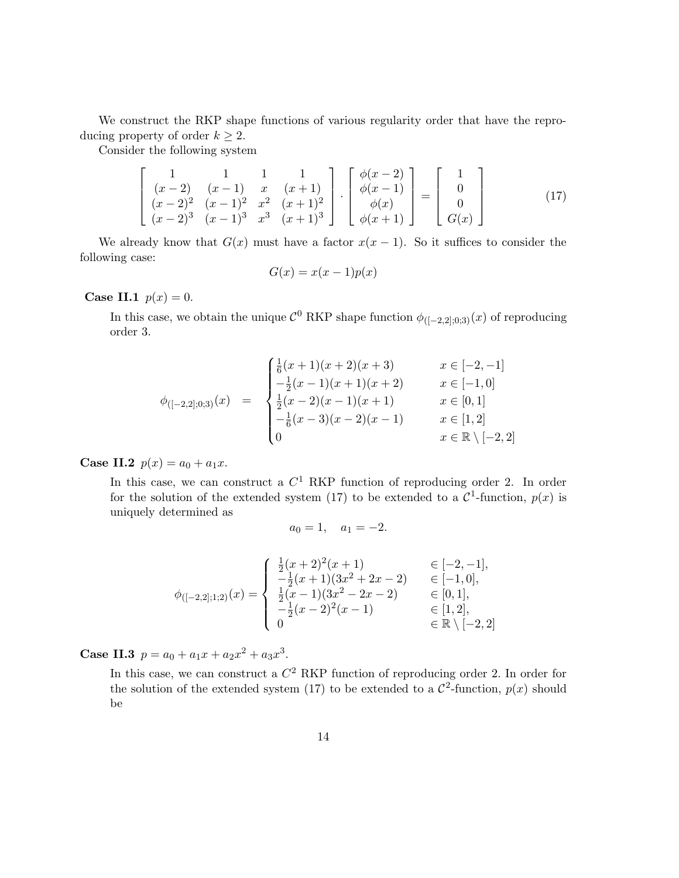We construct the RKP shape functions of various regularity order that have the reproducing property of order $k \geq 2$.

Consider the following system

$$
\begin{bmatrix} 1 & 1 & 1 & 1 \\ (x-2) & (x-1) & x & (x+1) \\ (x-2)^2 & (x-1)^2 & x^2 & (x+1)^2 \\ (x-2)^3 & (x-1)^3 & x^3 & (x+1)^3 \end{bmatrix} \cdot \begin{bmatrix} \phi(x-2) \\ \phi(x-1) \\ \phi(x) \\ \phi(x+1) \end{bmatrix} = \begin{bmatrix} 1 \\ 0 \\ 0 \\ G(x) \end{bmatrix} \tag{17}
$$

We already know that $G(x)$ must have a factor $x(x-1)$. So it suffices to consider the following case:

$$
G(x) = x(x-1)p(x)
$$

**Case II.1** $p(x) = 0$.

In this case, we obtain the unique $\mathcal{C}^0$ RKP shape function $\phi_{([-2,2];0;3)}(x)$ of reproducing order 3.

$$
\phi_{([-2,2];0;3)}(x) = \begin{cases} \frac{1}{6}(x+1)(x+2)(x+3) & x \in [-2,-1] \\ -\frac{1}{2}(x-1)(x+1)(x+2) & x \in [-1,0] \\ \frac{1}{2}(x-2)(x-1)(x+1) & x \in [0,1] \\ -\frac{1}{6}(x-3)(x-2)(x-1) & x \in [1,2] \\ 0 & x \in \mathbb{R} \setminus [-2,2] \end{cases}
$$

**Case II.2** $p(x) = a_0 + a_1 x$.

In this case, we can construct a $C^1$ RKP function of reproducing order 2. In order for the solution of the extended system (17) to be extended to a $\mathcal{C}^1$-function, $p(x)$ is uniquely determined as

$$
a_0 = 1, \quad a_1 = -2.
$$

$$
\phi_{([-2,2];1;2)}(x) = \begin{cases} \frac{1}{2}(x+2)^2(x+1) & \in [-2,-1], \\ -\frac{1}{2}(x+1)(3x^2+2x-2) & \in [-1,0], \\ \frac{1}{2}(x-1)(3x^2-2x-2) & \in [0,1], \\ -\frac{1}{2}(x-2)^2(x-1) & \in [1,2], \\ 0 & \in \mathbb{R} \setminus [-2,2] \end{cases}
$$

**Case II.3** $p = a_0 + a_1 x + a_2 x^2 + a_3 x^3$.

In this case, we can construct a $C^2$ RKP function of reproducing order 2. In order for the solution of the extended system (17) to be extended to a $\mathcal{C}^2$-function, $p(x)$ should be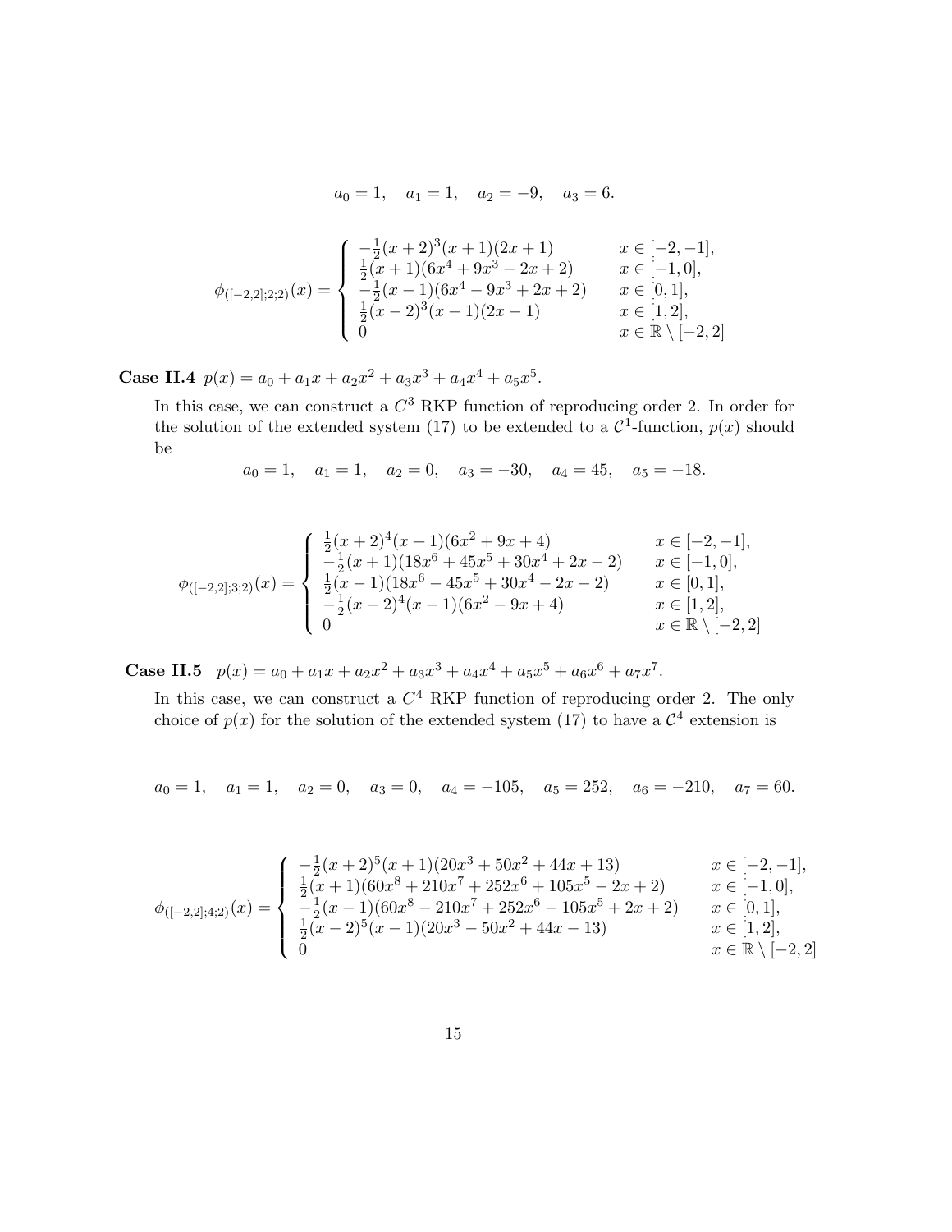$$a_0 = 1, \quad a_1 = 1, \quad a_2 = -9, \quad a_3 = 6.$$

$$\phi_{([-2,2];2;2)}(x) = \begin{cases} -\frac{1}{2}(x+2)^3(x+1)(2x+1) & x \in [-2,-1], \\ \frac{1}{2}(x+1)(6x^4+9x^3-2x+2) & x \in [-1,0], \\ -\frac{1}{2}(x-1)(6x^4-9x^3+2x+2) & x \in [0,1], \\ \frac{1}{2}(x-2)^3(x-1)(2x-1) & x \in [1,2], \\ 0 & x \in \mathbb{R} \setminus [-2,2] \end{cases}$$

**Case II.4** $p(x) = a_0 + a_1 x + a_2 x^2 + a_3 x^3 + a_4 x^4 + a_5 x^5$.

In this case, we can construct a $C^3$ RKP function of reproducing order 2. In order for the solution of the extended system (17) to be extended to a $\mathcal{C}^1$-function, $p(x)$ should be

$$a_0 = 1, \quad a_1 = 1, \quad a_2 = 0, \quad a_3 = -30, \quad a_4 = 45, \quad a_5 = -18.$$

$$\phi_{([-2,2];3;2)}(x) = \begin{cases} \frac{1}{2}(x+2)^4(x+1)(6x^2+9x+4) & x \in [-2,-1], \\ -\frac{1}{2}(x+1)(18x^6+45x^5+30x^4+2x-2) & x \in [-1,0], \\ \frac{1}{2}(x-1)(18x^6-45x^5+30x^4-2x-2) & x \in [0,1], \\ -\frac{1}{2}(x-2)^4(x-1)(6x^2-9x+4) & x \in [1,2], \\ 0 & x \in \mathbb{R} \setminus [-2,2] \end{cases}$$

**Case II.5** $p(x) = a_0 + a_1 x + a_2 x^2 + a_3 x^3 + a_4 x^4 + a_5 x^5 + a_6 x^6 + a_7 x^7$.

In this case, we can construct a $C^4$ RKP function of reproducing order 2. The only choice of $p(x)$ for the solution of the extended system (17) to have a $\mathcal{C}^4$ extension is

$$a_0 = 1, \quad a_1 = 1, \quad a_2 = 0, \quad a_3 = 0, \quad a_4 = -105, \quad a_5 = 252, \quad a_6 = -210, \quad a_7 = 60.$$

$$\phi_{([-2,2];4;2)}(x) = \begin{cases} -\frac{1}{2}(x+2)^5(x+1)(20x^3+50x^2+44x+13) & x \in [-2,-1], \\ \frac{1}{2}(x+1)(60x^8+210x^7+252x^6+105x^5-2x+2) & x \in [-1,0], \\ -\frac{1}{2}(x-1)(60x^8-210x^7+252x^6-105x^5+2x+2) & x \in [0,1], \\ \frac{1}{2}(x-2)^5(x-1)(20x^3-50x^2+44x-13) & x \in [1,2], \\ 0 & x \in \mathbb{R} \setminus [-2,2] \end{cases}$$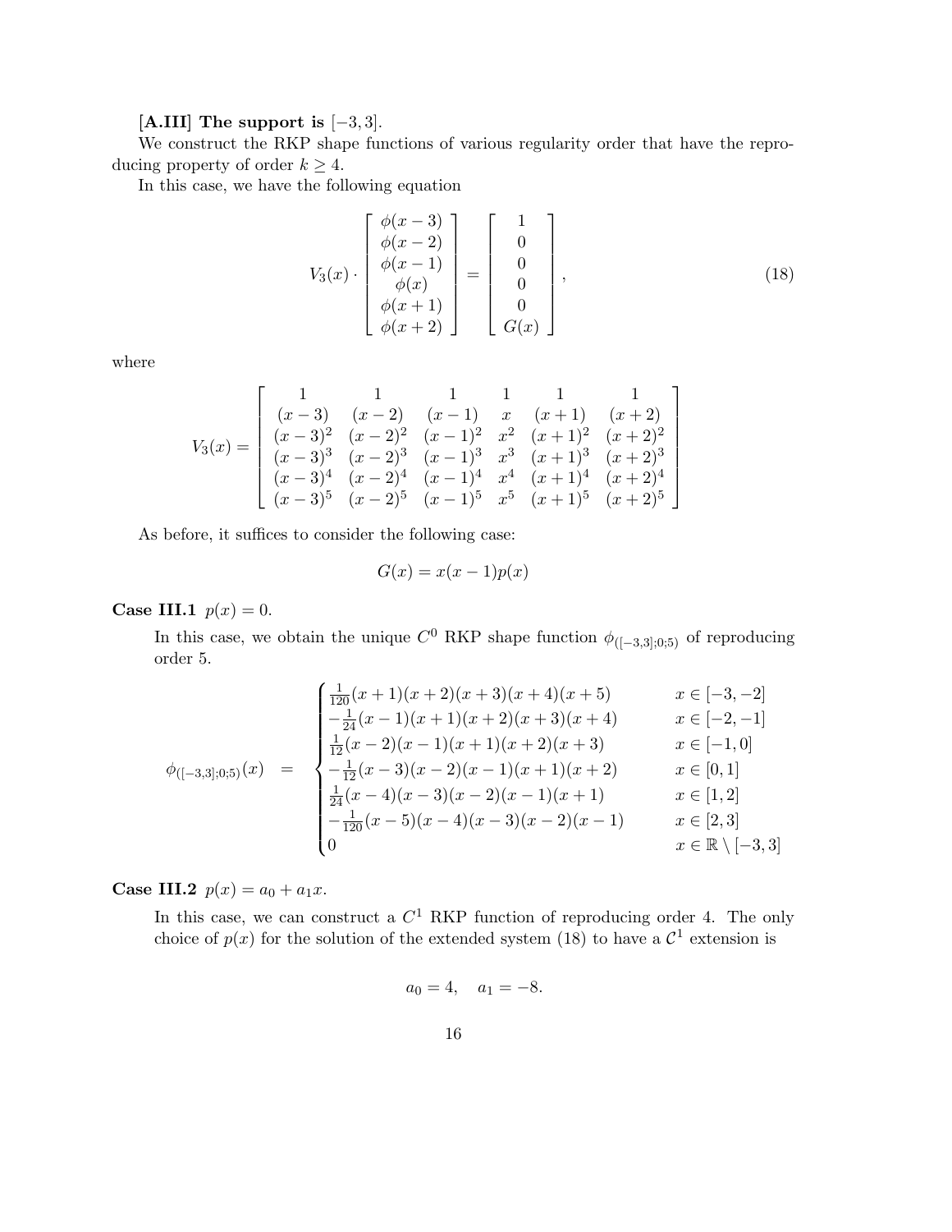**[A.III] The support is** $[-3, 3]$.

We construct the RKP shape functions of various regularity order that have the reproducing property of order $k \geq 4$.

In this case, we have the following equation

$$
V_3(x) \cdot \begin{bmatrix} \phi(x-3) \\ \phi(x-2) \\ \phi(x-1) \\ \phi(x) \\ \phi(x+1) \\ \phi(x+2) \end{bmatrix} = \begin{bmatrix} 1 \\ 0 \\ 0 \\ 0 \\ 0 \\ G(x) \end{bmatrix}, \tag{18}
$$

where

$$
V_3(x) = \begin{bmatrix} 1 & 1 & 1 & 1 & 1 & 1 \\ (x-3) & (x-2) & (x-1) & x & (x+1) & (x+2) \\ (x-3)^2 & (x-2)^2 & (x-1)^2 & x^2 & (x+1)^2 & (x+2)^2 \\ (x-3)^3 & (x-2)^3 & (x-1)^3 & x^3 & (x+1)^3 & (x+2)^3 \\ (x-3)^4 & (x-2)^4 & (x-1)^4 & x^4 & (x+1)^4 & (x+2)^4 \\ (x-3)^5 & (x-2)^5 & (x-1)^5 & x^5 & (x+1)^5 & (x+2)^5 \end{bmatrix}
$$

As before, it suffices to consider the following case:

$$
G(x) = x(x-1)p(x)
$$

**Case III.1** $p(x) = 0$.

In this case, we obtain the unique $C^0$ RKP shape function $\phi_{([-3,3];0;5)}$ of reproducing order 5.

$$
\phi_{([-3,3];0;5)}(x) \quad = \quad \begin{cases} \frac{1}{120}(x+1)(x+2)(x+3)(x+4)(x+5) & x \in [-3,-2] \\ -\frac{1}{24}(x-1)(x+1)(x+2)(x+3)(x+4) & x \in [-2,-1] \\ \frac{1}{12}(x-2)(x-1)(x+1)(x+2)(x+3) & x \in [-1,0] \\ -\frac{1}{12}(x-3)(x-2)(x-1)(x+1)(x+2) & x \in [0,1] \\ \frac{1}{24}(x-4)(x-3)(x-2)(x-1)(x+1) & x \in [1,2] \\ -\frac{1}{120}(x-5)(x-4)(x-3)(x-2)(x-1) & x \in [2,3] \\ 0 & x \in \mathbb{R} \setminus [-3,3] \end{cases}
$$

**Case III.2** $p(x) = a_0 + a_1 x$.

In this case, we can construct a $C^1$ RKP function of reproducing order 4. The only choice of $p(x)$ for the solution of the extended system (18) to have a $\mathcal{C}^1$ extension is

$$
a_0 = 4, \quad a_1 = -8.
$$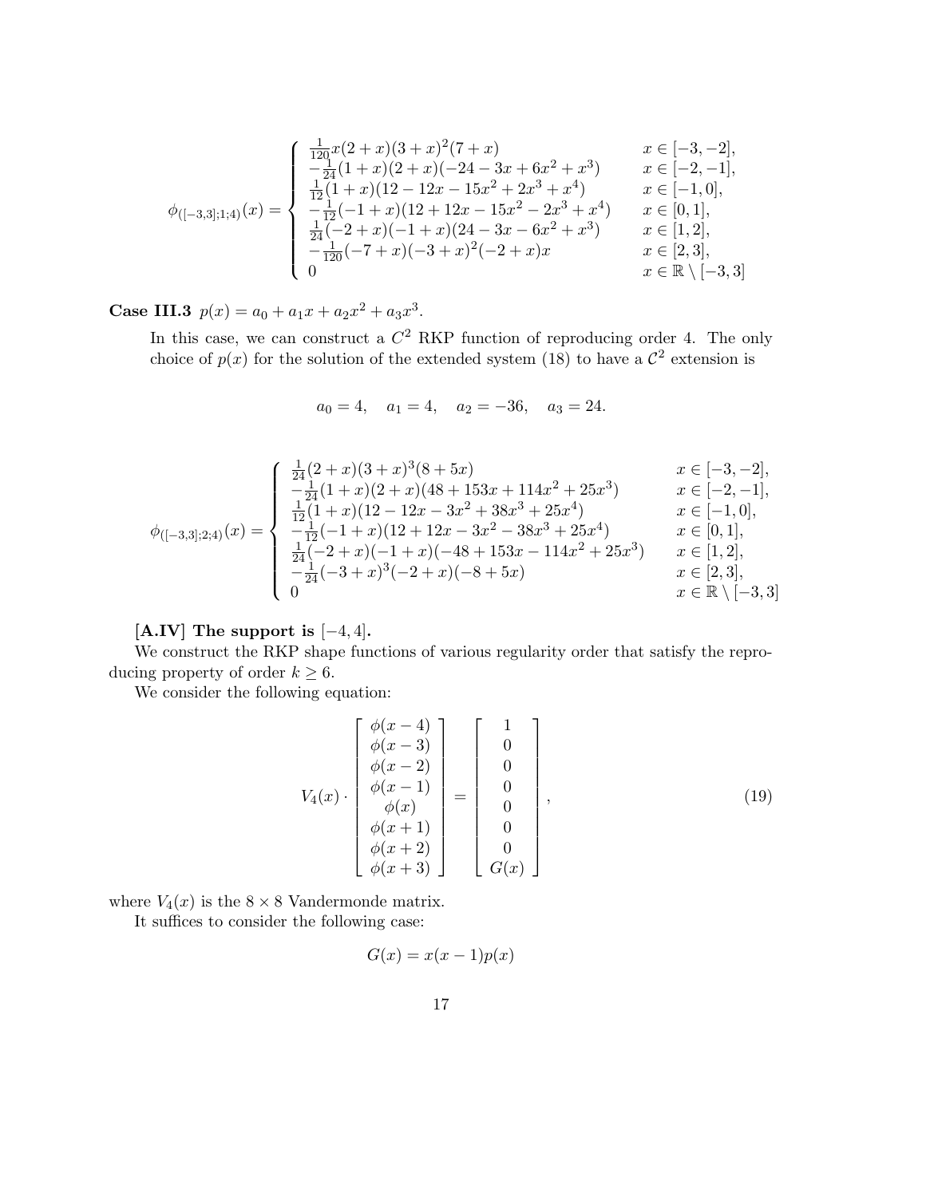$$
\phi_{([-3,3];1;4)}(x) = \begin{cases} \frac{1}{120}x(2+x)(3+x)^2(7+x) & x \in [-3,-2], \\ -\frac{1}{24}(1+x)(2+x)(-24-3x+6x^2+x^3) & x \in [-2,-1], \\ \frac{1}{12}(1+x)(12-12x-15x^2+2x^3+x^4) & x \in [-1,0], \\ -\frac{1}{12}(-1+x)(12+12x-15x^2-2x^3+x^4) & x \in [0,1], \\ \frac{1}{24}(-2+x)(-1+x)(24-3x-6x^2+x^3) & x \in [1,2], \\ -\frac{1}{120}(-7+x)(-3+x)^2(-2+x)x & x \in [2,3], \\ 0 & x \in \mathbb{R} \setminus [-3,3] \end{cases}
$$

**Case III.3** $p(x) = a_0 + a_1 x + a_2 x^2 + a_3 x^3$.

In this case, we can construct a $C^2$ RKP function of reproducing order 4. The only choice of $p(x)$ for the solution of the extended system (18) to have a $\mathcal{C}^2$ extension is

$$
a_0 = 4, \quad a_1 = 4, \quad a_2 = -36, \quad a_3 = 24.
$$

$$
\phi_{([-3,3];2;4)}(x) = \begin{cases} \frac{1}{24}(2+x)(3+x)^3(8+5x) & x \in [-3,-2], \\ -\frac{1}{24}(1+x)(2+x)(48+153x+114x^2+25x^3) & x \in [-2,-1], \\ \frac{1}{12}(1+x)(12-12x-3x^2+38x^3+25x^4) & x \in [-1,0], \\ -\frac{1}{12}(-1+x)(12+12x-3x^2-38x^3+25x^4) & x \in [0,1], \\ \frac{1}{24}(-2+x)(-1+x)(-48+153x-114x^2+25x^3) & x \in [1,2], \\ -\frac{1}{24}(-3+x)^3(-2+x)(-8+5x) & x \in [2,3], \\ 0 & x \in \mathbb{R} \setminus [-3,3] \end{cases}
$$

**[A.IV] The support is $[-4,4]$.**

We construct the RKP shape functions of various regularity order that satisfy the reproducing property of order $k \geq 6$.

We consider the following equation:

$$
V_4(x) \cdot \begin{bmatrix} \phi(x-4) \\ \phi(x-3) \\ \phi(x-2) \\ \phi(x-1) \\ \phi(x) \\ \phi(x+1) \\ \phi(x+2) \\ \phi(x+3) \end{bmatrix} = \begin{bmatrix} 1 \\ 0 \\ 0 \\ 0 \\ 0 \\ 0 \\ 0 \\ G(x) \end{bmatrix}, \tag{19}
$$

where $V_4(x)$ is the $8 \times 8$ Vandermonde matrix.

It suffices to consider the following case:

$$
G(x) = x(x-1)p(x)
$$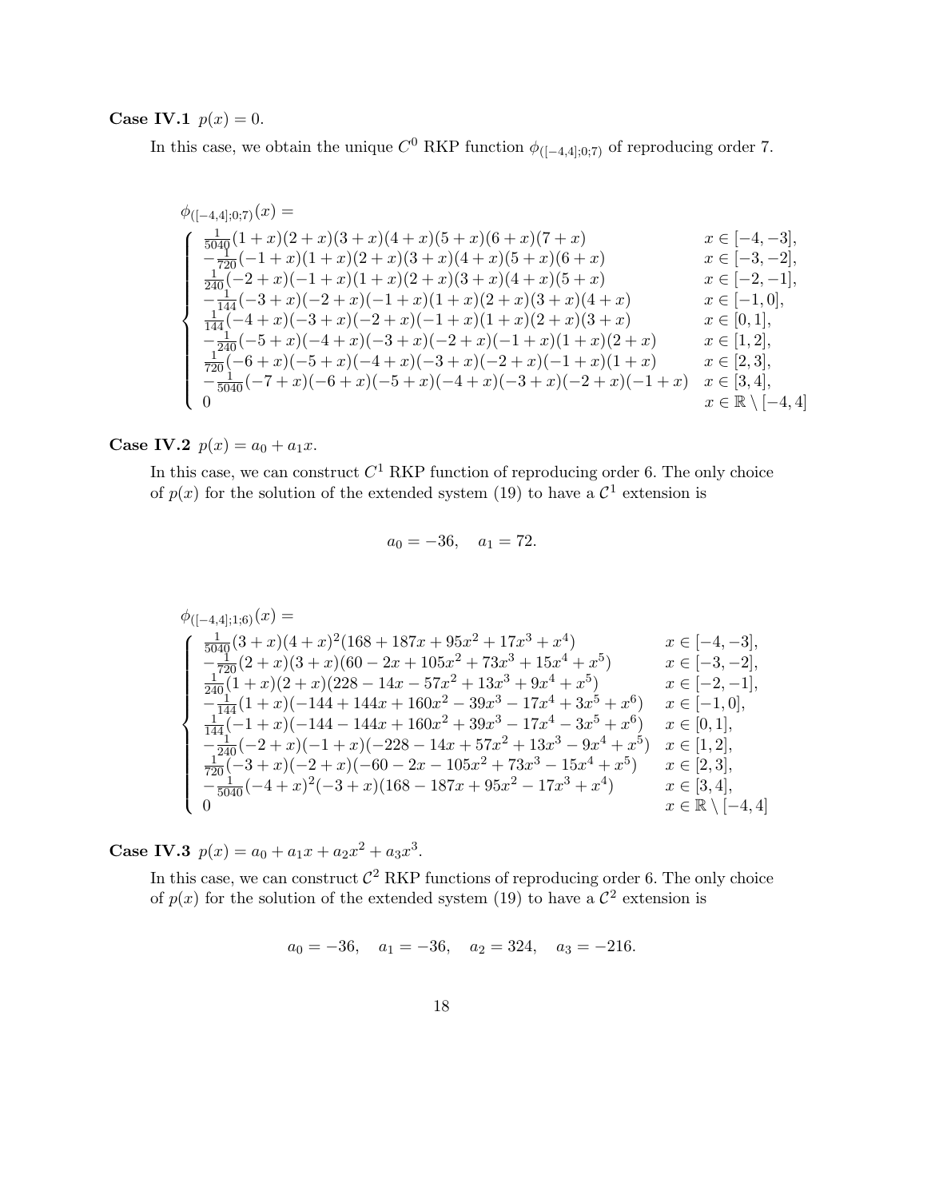**Case IV.1** $p(x) = 0$.

In this case, we obtain the unique $C^0$ RKP function $\phi_{([-4,4];0;7)}$ of reproducing order 7.

$$
\phi_{([-4,4];0;7)}(x) =
\begin{cases}
\frac{1}{5040}(1+x)(2+x)(3+x)(4+x)(5+x)(6+x)(7+x) & x \in [-4,-3], \\
-\frac{1}{720}(-1+x)(1+x)(2+x)(3+x)(4+x)(5+x)(6+x) & x \in [-3,-2], \\
\frac{1}{240}(-2+x)(-1+x)(1+x)(2+x)(3+x)(4+x)(5+x) & x \in [-2,-1], \\
-\frac{1}{144}(-3+x)(-2+x)(-1+x)(1+x)(2+x)(3+x)(4+x) & x \in [-1,0], \\
\frac{1}{144}(-4+x)(-3+x)(-2+x)(-1+x)(1+x)(2+x)(3+x) & x \in [0,1], \\
-\frac{1}{240}(-5+x)(-4+x)(-3+x)(-2+x)(-1+x)(1+x)(2+x) & x \in [1,2], \\
\frac{1}{720}(-6+x)(-5+x)(-4+x)(-3+x)(-2+x)(-1+x)(1+x) & x \in [2,3], \\
-\frac{1}{5040}(-7+x)(-6+x)(-5+x)(-4+x)(-3+x)(-2+x)(-1+x) & x \in [3,4], \\
0 & x \in \mathbb{R} \setminus [-4,4]
\end{cases}
$$

**Case IV.2** $p(x) = a_0 + a_1 x$.

In this case, we can construct $C^1$ RKP function of reproducing order 6. The only choice of $p(x)$ for the solution of the extended system (19) to have a $\mathcal{C}^1$ extension is

$$
a_0 = -36, \quad a_1 = 72.
$$

$$
\phi_{([-4,4];1;6)}(x) =
\begin{cases}
\frac{1}{5040}(3+x)(4+x)^2(168+187x+95x^2+17x^3+x^4) & x \in [-4,-3], \\
-\frac{1}{720}(2+x)(3+x)(60-2x+105x^2+73x^3+15x^4+x^5) & x \in [-3,-2], \\
\frac{1}{240}(1+x)(2+x)(228-14x-57x^2+13x^3+9x^4+x^5) & x \in [-2,-1], \\
-\frac{1}{144}(1+x)(-144+144x+160x^2-39x^3-17x^4+3x^5+x^6) & x \in [-1,0], \\
\frac{1}{144}(-1+x)(-144-144x+160x^2+39x^3-17x^4-3x^5+x^6) & x \in [0,1], \\
-\frac{1}{240}(-2+x)(-1+x)(-228-14x+57x^2+13x^3-9x^4+x^5) & x \in [1,2], \\
\frac{1}{720}(-3+x)(-2+x)(-60-2x-105x^2+73x^3-15x^4+x^5) & x \in [2,3], \\
-\frac{1}{5040}(-4+x)^2(-3+x)(168-187x+95x^2-17x^3+x^4) & x \in [3,4], \\
0 & x \in \mathbb{R} \setminus [-4,4]
\end{cases}
$$

**Case IV.3** $p(x) = a_0 + a_1 x + a_2 x^2 + a_3 x^3$.

In this case, we can construct $\mathcal{C}^2$ RKP functions of reproducing order 6. The only choice of $p(x)$ for the solution of the extended system (19) to have a $\mathcal{C}^2$ extension is

$$
a_0 = -36, \quad a_1 = -36, \quad a_2 = 324, \quad a_3 = -216.
$$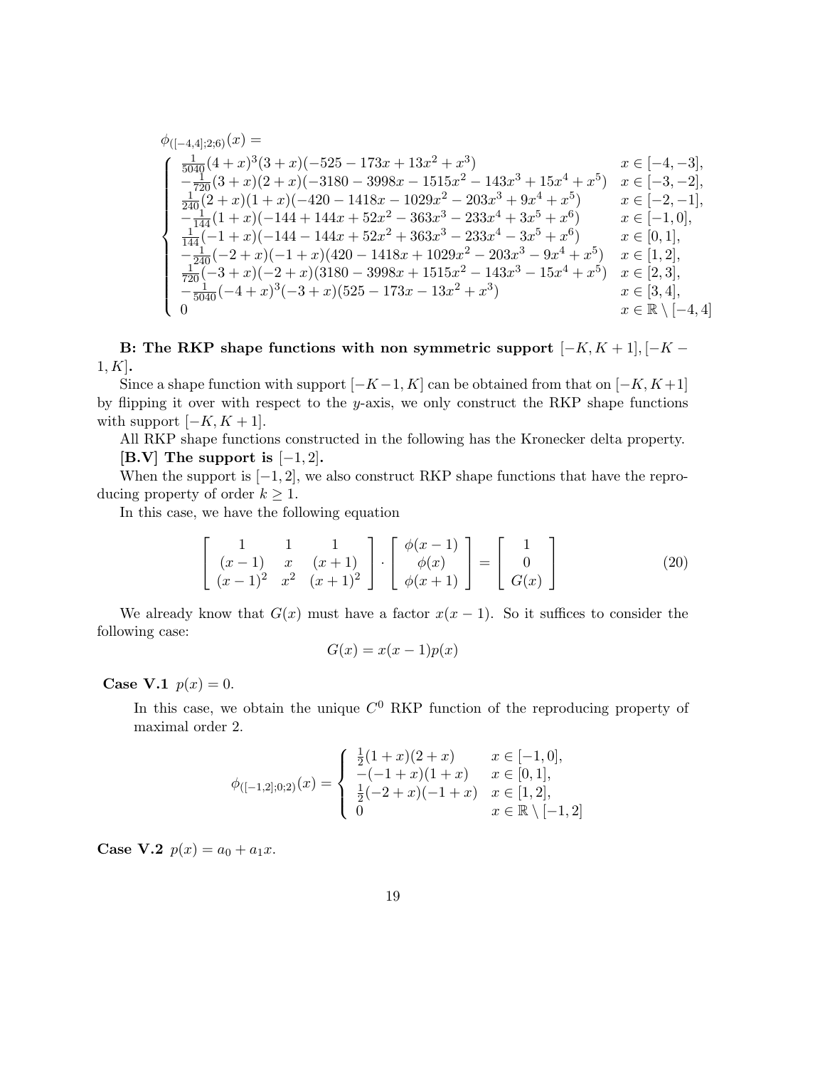$\phi_{([-4,4];2;6)}(x) =$

$$
\begin{cases}
\frac{1}{5040}(4+x)^3(3+x)(-525-173x+13x^2+x^3) & x \in [-4,-3], \\
-\frac{1}{720}(3+x)(2+x)(-3180-3998x-1515x^2-143x^3+15x^4+x^5) & x \in [-3,-2], \\
\frac{1}{240}(2+x)(1+x)(-420-1418x-1029x^2-203x^3+9x^4+x^5) & x \in [-2,-1], \\
-\frac{1}{144}(1+x)(-144+144x+52x^2-363x^3-233x^4+3x^5+x^6) & x \in [-1,0], \\
\frac{1}{144}(-1+x)(-144-144x+52x^2+363x^3-233x^4-3x^5+x^6) & x \in [0,1], \\
-\frac{1}{240}(-2+x)(-1+x)(420-1418x+1029x^2-203x^3-9x^4+x^5) & x \in [1,2], \\
\frac{1}{720}(-3+x)(-2+x)(3180-3998x+1515x^2-143x^3-15x^4+x^5) & x \in [2,3], \\
-\frac{1}{5040}(-4+x)^3(-3+x)(525-173x-13x^2+x^3) & x \in [3,4], \\
0 & x \in \mathbb{R} \setminus [-4,4]
\end{cases}
$$

**B: The RKP shape functions with non symmetric support $[-K, K+1], [-K-1, K]$.**

Since a shape function with support $[-K-1, K]$ can be obtained from that on $[-K, K+1]$ by flipping it over with respect to the $y$-axis, we only construct the RKP shape functions with support $[-K, K+1]$.

All RKP shape functions constructed in the following has the Kronecker delta property.

**[B.V] The support is $[-1, 2]$.**

When the support is $[-1, 2]$, we also construct RKP shape functions that have the reproducing property of order $k \geq 1$.

In this case, we have the following equation

$$
\begin{bmatrix} 1 & 1 & 1 \\ (x-1) & x & (x+1) \\ (x-1)^2 & x^2 & (x+1)^2 \end{bmatrix} \cdot \begin{bmatrix} \phi(x-1) \\ \phi(x) \\ \phi(x+1) \end{bmatrix} = \begin{bmatrix} 1 \\ 0 \\ G(x) \end{bmatrix} \tag{20}
$$

We already know that $G(x)$ must have a factor $x(x-1)$. So it suffices to consider the following case:

$$G(x) = x(x-1)p(x)$$

**Case V.1** $p(x) = 0$.

In this case, we obtain the unique $C^0$ RKP function of the reproducing property of maximal order 2.

$$
\phi_{([-1,2];0;2)}(x) = \begin{cases}
\frac{1}{2}(1+x)(2+x) & x \in [-1,0], \\
-(-1+x)(1+x) & x \in [0,1], \\
\frac{1}{2}(-2+x)(-1+x) & x \in [1,2], \\
0 & x \in \mathbb{R} \setminus [-1,2]
\end{cases}
$$

**Case V.2** $p(x) = a_0 + a_1 x$.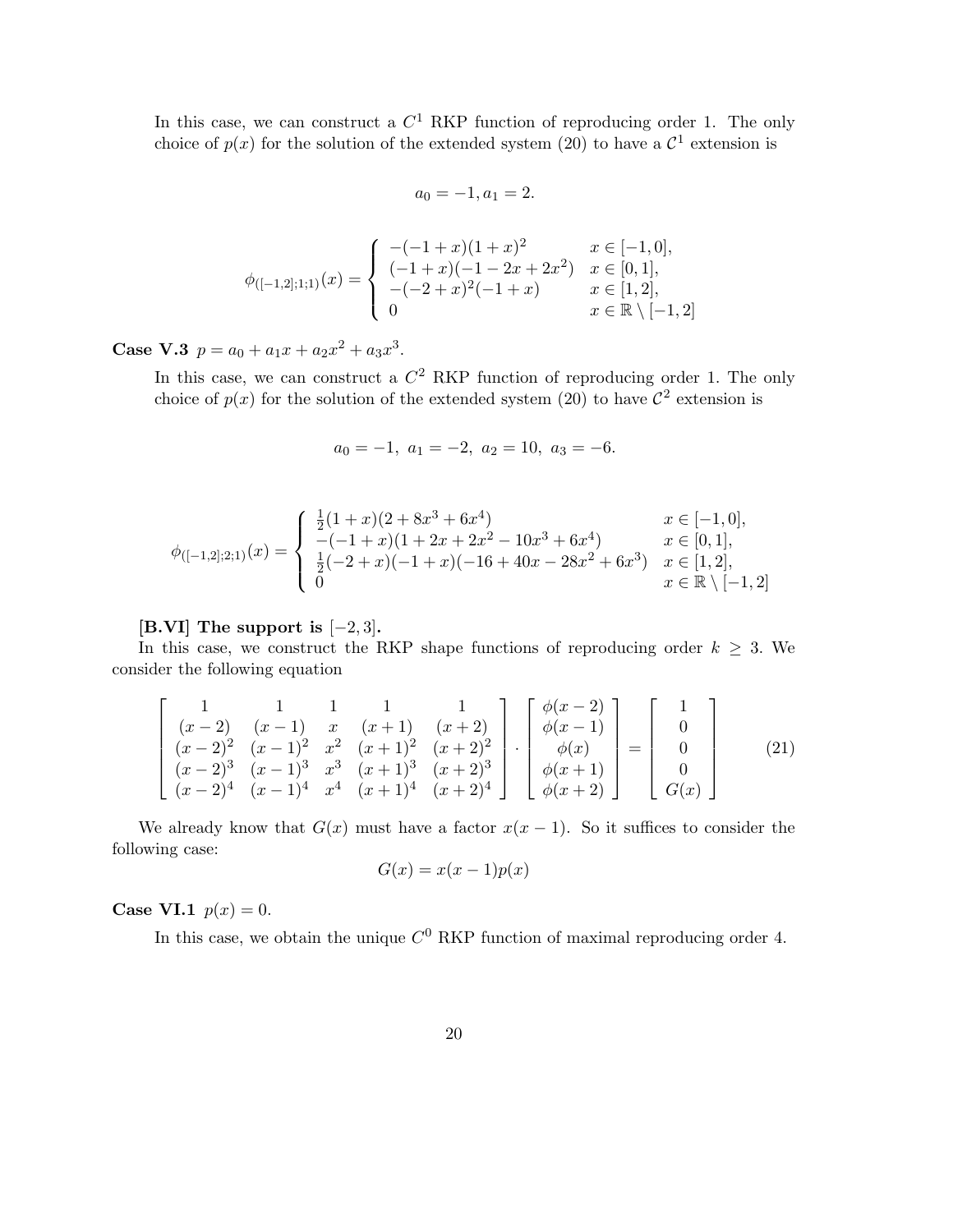In this case, we can construct a $C^1$ RKP function of reproducing order 1. The only choice of $p(x)$ for the solution of the extended system (20) to have a $\mathcal{C}^1$ extension is

$$a_0 = -1, a_1 = 2.$$

$$\phi_{([-1,2];1;1)}(x) = \begin{cases} -(-1+x)(1+x)^2 & x \in [-1,0], \\ (-1+x)(-1-2x+2x^2) & x \in [0,1], \\ -(-2+x)^2(-1+x) & x \in [1,2], \\ 0 & x \in \mathbb{R} \setminus [-1,2] \end{cases}$$

**Case V.3** $p = a_0 + a_1 x + a_2 x^2 + a_3 x^3$.

In this case, we can construct a $C^2$ RKP function of reproducing order 1. The only choice of $p(x)$ for the solution of the extended system (20) to have $\mathcal{C}^2$ extension is

$$a_0 = -1, \; a_1 = -2, \; a_2 = 10, \; a_3 = -6.$$

$$\phi_{([-1,2];2;1)}(x) = \begin{cases} \frac{1}{2}(1+x)(2+8x^3+6x^4) & x \in [-1,0], \\ -(-1+x)(1+2x+2x^2-10x^3+6x^4) & x \in [0,1], \\ \frac{1}{2}(-2+x)(-1+x)(-16+40x-28x^2+6x^3) & x \in [1,2], \\ 0 & x \in \mathbb{R} \setminus [-1,2] \end{cases}$$

**[B.VI] The support is $[-2,3]$.**

In this case, we construct the RKP shape functions of reproducing order $k \geq 3$. We consider the following equation

$$\begin{bmatrix} 1 & 1 & 1 & 1 & 1 \\ (x-2) & (x-1) & x & (x+1) & (x+2) \\ (x-2)^2 & (x-1)^2 & x^2 & (x+1)^2 & (x+2)^2 \\ (x-2)^3 & (x-1)^3 & x^3 & (x+1)^3 & (x+2)^3 \\ (x-2)^4 & (x-1)^4 & x^4 & (x+1)^4 & (x+2)^4 \end{bmatrix} \cdot \begin{bmatrix} \phi(x-2) \\ \phi(x-1) \\ \phi(x) \\ \phi(x+1) \\ \phi(x+2) \end{bmatrix} = \begin{bmatrix} 1 \\ 0 \\ 0 \\ 0 \\ G(x) \end{bmatrix} \tag{21}$$

We already know that $G(x)$ must have a factor $x(x-1)$. So it suffices to consider the following case:

$$G(x) = x(x-1)p(x)$$

**Case VI.1** $p(x) = 0$.

In this case, we obtain the unique $C^0$ RKP function of maximal reproducing order 4.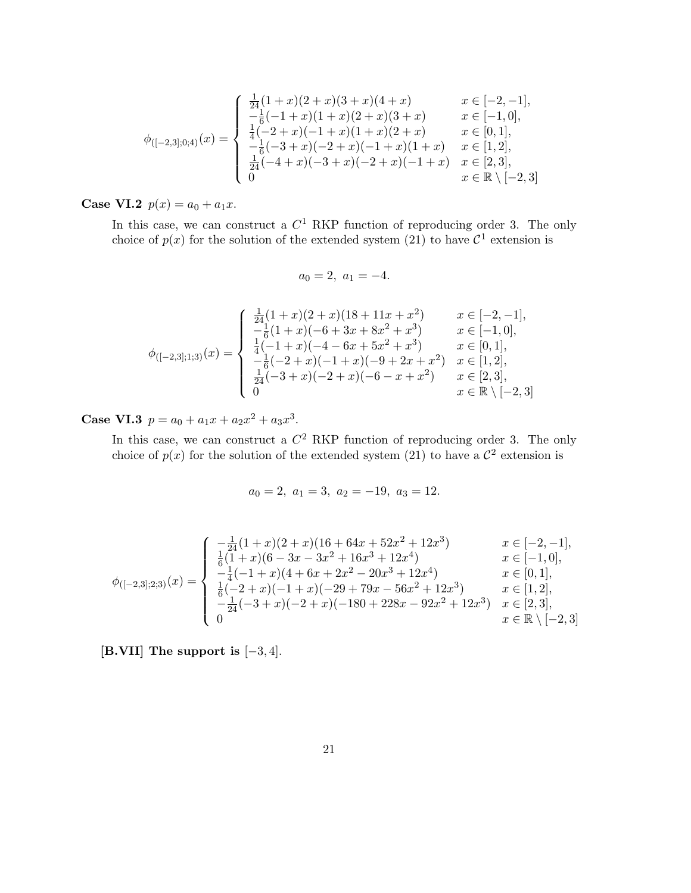$$
\phi_{([-2,3];0;4)}(x) = \begin{cases} \frac{1}{24}(1+x)(2+x)(3+x)(4+x) & x \in [-2,-1], \\ -\frac{1}{6}(-1+x)(1+x)(2+x)(3+x) & x \in [-1,0], \\ \frac{1}{4}(-2+x)(-1+x)(1+x)(2+x) & x \in [0,1], \\ -\frac{1}{6}(-3+x)(-2+x)(-1+x)(1+x) & x \in [1,2], \\ \frac{1}{24}(-4+x)(-3+x)(-2+x)(-1+x) & x \in [2,3], \\ 0 & x \in \mathbb{R} \setminus [-2,3] \end{cases}
$$

**Case VI.2** $p(x) = a_0 + a_1 x$.

In this case, we can construct a $C^1$ RKP function of reproducing order 3. The only choice of $p(x)$ for the solution of the extended system (21) to have $\mathcal{C}^1$ extension is

$$
a_0 = 2, \ a_1 = -4.
$$

$$
\phi_{([-2,3];1;3)}(x) = \begin{cases} \frac{1}{24}(1+x)(2+x)(18+11x+x^2) & x \in [-2,-1], \\ -\frac{1}{6}(1+x)(-6+3x+8x^2+x^3) & x \in [-1,0], \\ \frac{1}{4}(-1+x)(-4-6x+5x^2+x^3) & x \in [0,1], \\ -\frac{1}{6}(-2+x)(-1+x)(-9+2x+x^2) & x \in [1,2], \\ \frac{1}{24}(-3+x)(-2+x)(-6-x+x^2) & x \in [2,3], \\ 0 & x \in \mathbb{R} \setminus [-2,3] \end{cases}
$$

**Case VI.3** $p = a_0 + a_1 x + a_2 x^2 + a_3 x^3$.

In this case, we can construct a $C^2$ RKP function of reproducing order 3. The only choice of $p(x)$ for the solution of the extended system (21) to have a $\mathcal{C}^2$ extension is

$$
a_0 = 2, \ a_1 = 3, \ a_2 = -19, \ a_3 = 12.
$$

$$
\phi_{([-2,3];2;3)}(x) = \begin{cases} -\frac{1}{24}(1+x)(2+x)(16+64x+52x^2+12x^3) & x \in [-2,-1], \\ \frac{1}{6}(1+x)(6-3x-3x^2+16x^3+12x^4) & x \in [-1,0], \\ -\frac{1}{4}(-1+x)(4+6x+2x^2-20x^3+12x^4) & x \in [0,1], \\ \frac{1}{6}(-2+x)(-1+x)(-29+79x-56x^2+12x^3) & x \in [1,2], \\ -\frac{1}{24}(-3+x)(-2+x)(-180+228x-92x^2+12x^3) & x \in [2,3], \\ 0 & x \in \mathbb{R} \setminus [-2,3] \end{cases}
$$

**[B.VII] The support is $[-3, 4]$.**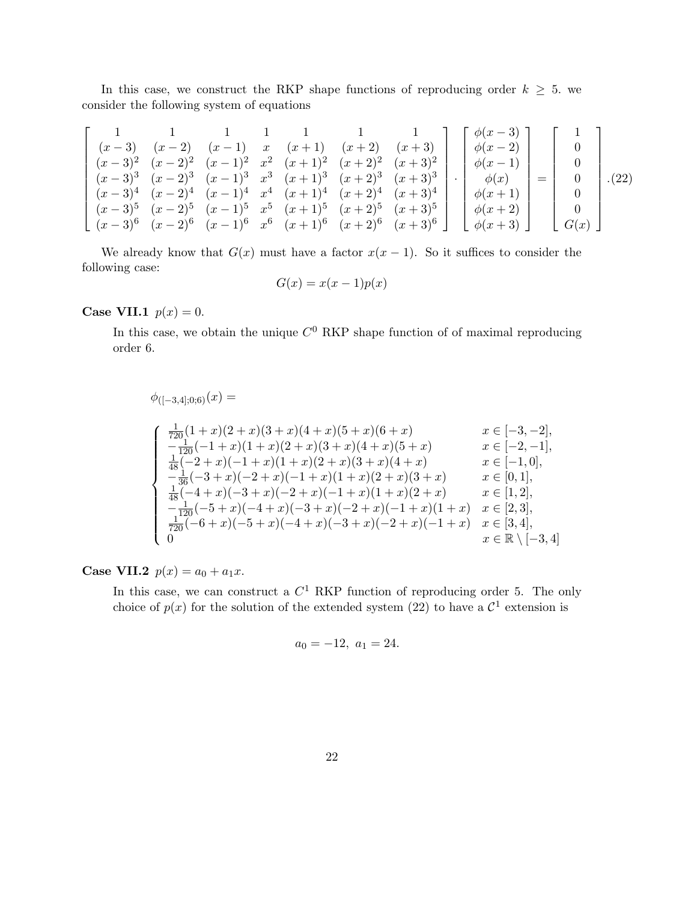In this case, we construct the RKP shape functions of reproducing order $k \geq 5$. we consider the following system of equations

$$
\begin{bmatrix}
1 & 1 & 1 & 1 & 1 & 1 & 1 \\
(x-3) & (x-2) & (x-1) & x & (x+1) & (x+2) & (x+3) \\
(x-3)^2 & (x-2)^2 & (x-1)^2 & x^2 & (x+1)^2 & (x+2)^2 & (x+3)^2 \\
(x-3)^3 & (x-2)^3 & (x-1)^3 & x^3 & (x+1)^3 & (x+2)^3 & (x+3)^3 \\
(x-3)^4 & (x-2)^4 & (x-1)^4 & x^4 & (x+1)^4 & (x+2)^4 & (x+3)^4 \\
(x-3)^5 & (x-2)^5 & (x-1)^5 & x^5 & (x+1)^5 & (x+2)^5 & (x+3)^5 \\
(x-3)^6 & (x-2)^6 & (x-1)^6 & x^6 & (x+1)^6 & (x+2)^6 & (x+3)^6
\end{bmatrix}
\cdot
\begin{bmatrix}
\phi(x-3) \\ \phi(x-2) \\ \phi(x-1) \\ \phi(x) \\ \phi(x+1) \\ \phi(x+2) \\ \phi(x+3)
\end{bmatrix}
=
\begin{bmatrix}
1 \\ 0 \\ 0 \\ 0 \\ 0 \\ 0 \\ G(x)
\end{bmatrix}. \quad (22)
$$

We already know that $G(x)$ must have a factor $x(x-1)$. So it suffices to consider the following case:

$$G(x) = x(x-1)p(x)$$

**Case VII.1** $p(x) = 0$.

In this case, we obtain the unique $C^0$ RKP shape function of of maximal reproducing order 6.

$$
\phi_{([-3,4];0;6)}(x) =
$$

$$
\begin{cases}
\frac{1}{720}(1+x)(2+x)(3+x)(4+x)(5+x)(6+x) & x \in [-3,-2], \\
-\frac{1}{120}(-1+x)(1+x)(2+x)(3+x)(4+x)(5+x) & x \in [-2,-1], \\
\frac{1}{48}(-2+x)(-1+x)(1+x)(2+x)(3+x)(4+x) & x \in [-1,0], \\
-\frac{1}{36}(-3+x)(-2+x)(-1+x)(1+x)(2+x)(3+x) & x \in [0,1], \\
\frac{1}{48}(-4+x)(-3+x)(-2+x)(-1+x)(1+x)(2+x) & x \in [1,2], \\
-\frac{1}{120}(-5+x)(-4+x)(-3+x)(-2+x)(-1+x)(1+x) & x \in [2,3], \\
\frac{1}{720}(-6+x)(-5+x)(-4+x)(-3+x)(-2+x)(-1+x) & x \in [3,4], \\
0 & x \in \mathbb{R} \setminus [-3,4]
\end{cases}
$$

**Case VII.2** $p(x) = a_0 + a_1 x$.

In this case, we can construct a $C^1$ RKP function of reproducing order 5. The only choice of $p(x)$ for the solution of the extended system (22) to have a $\mathcal{C}^1$ extension is

$$a_0 = -12, \; a_1 = 24.$$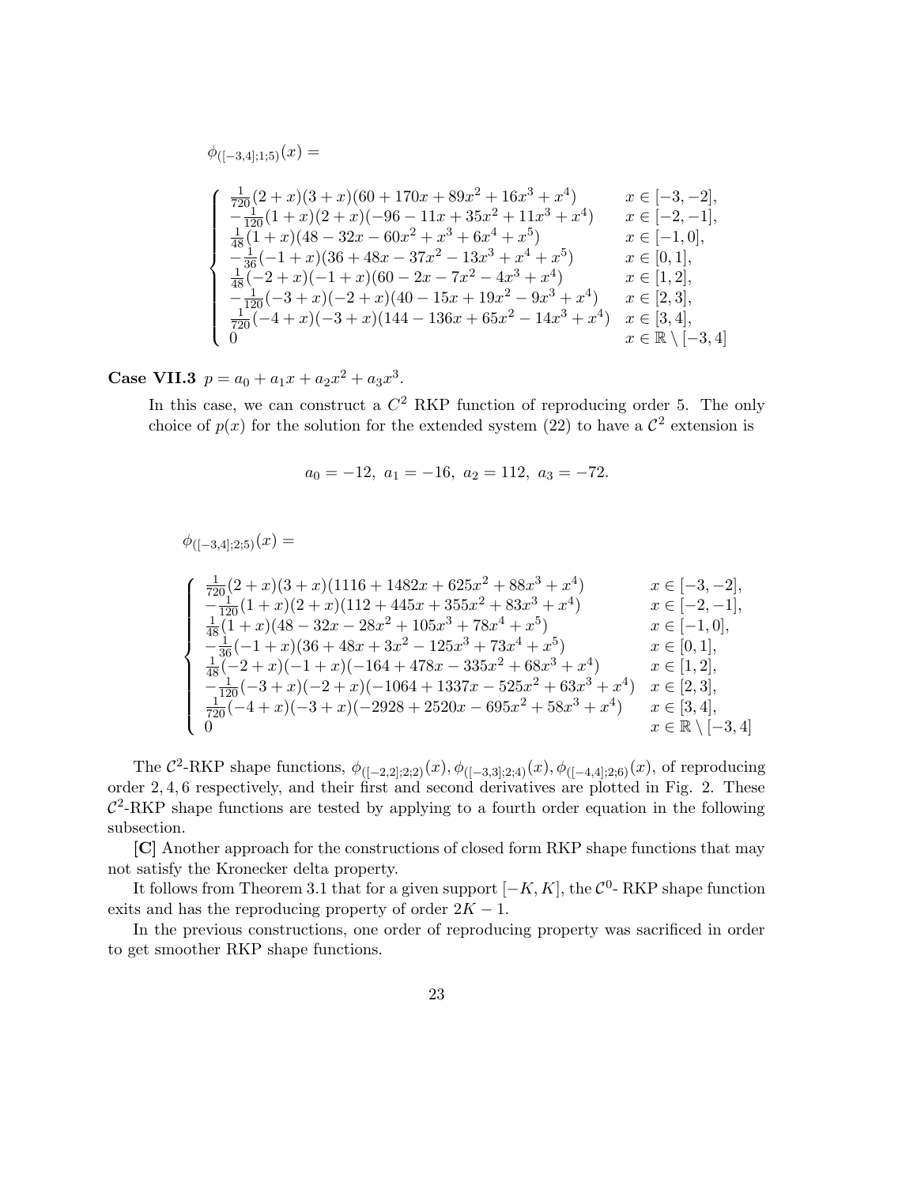$\phi_{([-3,4];1;5)}(x) =$

$$
\begin{cases}
\frac{1}{720}(2+x)(3+x)(60+170x+89x^2+16x^3+x^4) & x \in [-3,-2], \\
-\frac{1}{120}(1+x)(2+x)(-96-11x+35x^2+11x^3+x^4) & x \in [-2,-1], \\
\frac{1}{48}(1+x)(48-32x-60x^2+x^3+6x^4+x^5) & x \in [-1,0], \\
-\frac{1}{36}(-1+x)(36+48x-37x^2-13x^3+x^4+x^5) & x \in [0,1], \\
\frac{1}{48}(-2+x)(-1+x)(60-2x-7x^2-4x^3+x^4) & x \in [1,2], \\
-\frac{1}{120}(-3+x)(-2+x)(40-15x+19x^2-9x^3+x^4) & x \in [2,3], \\
\frac{1}{720}(-4+x)(-3+x)(144-136x+65x^2-14x^3+x^4) & x \in [3,4], \\
0 & x \in \mathbb{R} \setminus [-3,4]
\end{cases}
$$

**Case VII.3** $p = a_0 + a_1 x + a_2 x^2 + a_3 x^3$.

In this case, we can construct a $C^2$ RKP function of reproducing order 5. The only choice of $p(x)$ for the solution for the extended system (22) to have a $\mathcal{C}^2$ extension is

$$
a_0 = -12,\ a_1 = -16,\ a_2 = 112,\ a_3 = -72.
$$

$\phi_{([-3,4];2;5)}(x) =$

$$
\begin{cases}
\frac{1}{720}(2+x)(3+x)(1116+1482x+625x^2+88x^3+x^4) & x \in [-3,-2], \\
-\frac{1}{120}(1+x)(2+x)(112+445x+355x^2+83x^3+x^4) & x \in [-2,-1], \\
\frac{1}{48}(1+x)(48-32x-28x^2+105x^3+78x^4+x^5) & x \in [-1,0], \\
-\frac{1}{36}(-1+x)(36+48x+3x^2-125x^3+73x^4+x^5) & x \in [0,1], \\
\frac{1}{48}(-2+x)(-1+x)(-164+478x-335x^2+68x^3+x^4) & x \in [1,2], \\
-\frac{1}{120}(-3+x)(-2+x)(-1064+1337x-525x^2+63x^3+x^4) & x \in [2,3], \\
\frac{1}{720}(-4+x)(-3+x)(-2928+2520x-695x^2+58x^3+x^4) & x \in [3,4], \\
0 & x \in \mathbb{R} \setminus [-3,4]
\end{cases}
$$

The $\mathcal{C}^2$-RKP shape functions, $\phi_{([-2,2];2;2)}(x), \phi_{([-3,3];2;4)}(x), \phi_{([-4,4];2;6)}(x)$, of reproducing order $2, 4, 6$ respectively, and their first and second derivatives are plotted in Fig. 2. These $\mathcal{C}^2$-RKP shape functions are tested by applying to a fourth order equation in the following subsection.

**[C]** Another approach for the constructions of closed form RKP shape functions that may not satisfy the Kronecker delta property.

It follows from Theorem 3.1 that for a given support $[-K, K]$, the $\mathcal{C}^0$- RKP shape function exits and has the reproducing property of order $2K-1$.

In the previous constructions, one order of reproducing property was sacrificed in order to get smoother RKP shape functions.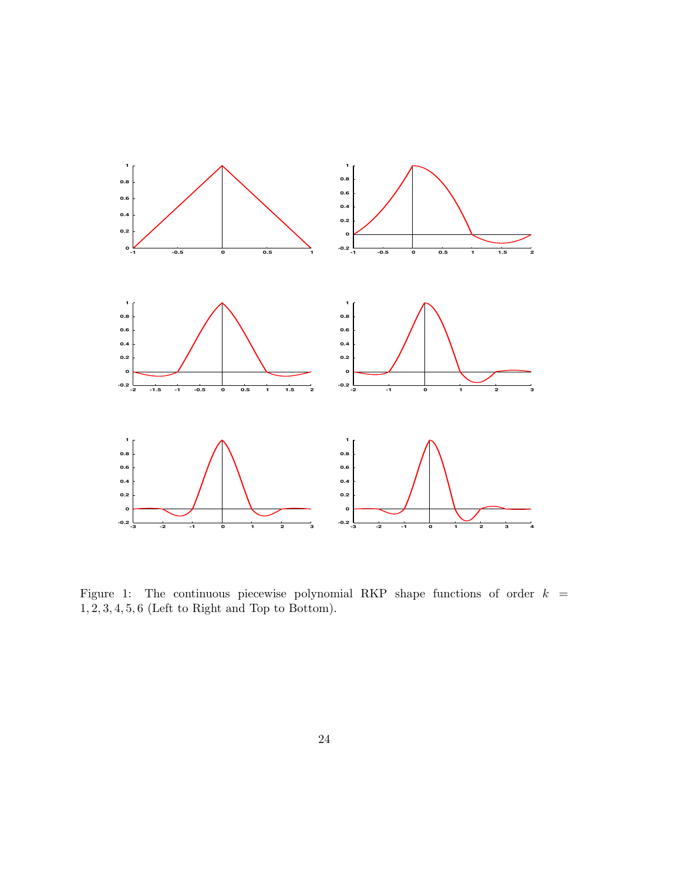Figure 1: The continuous piecewise polynomial RKP shape functions of order $k = 1, 2, 3, 4, 5, 6$ (Left to Right and Top to Bottom).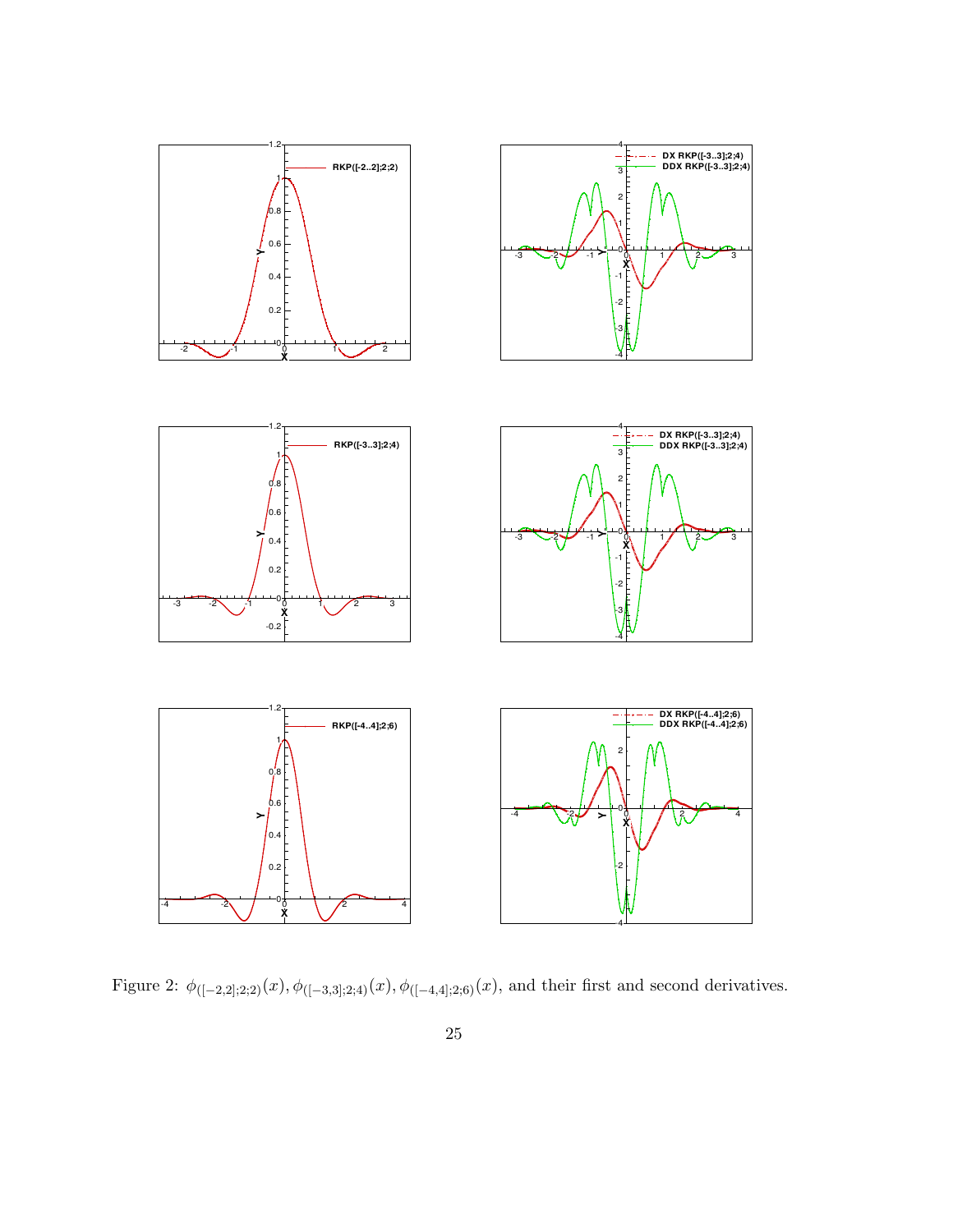Figure 2: $\phi_{([-2,2];2;2)}(x)$, $\phi_{([-3,3];2;4)}(x)$, $\phi_{([-4,4];2;6)}(x)$, and their first and second derivatives.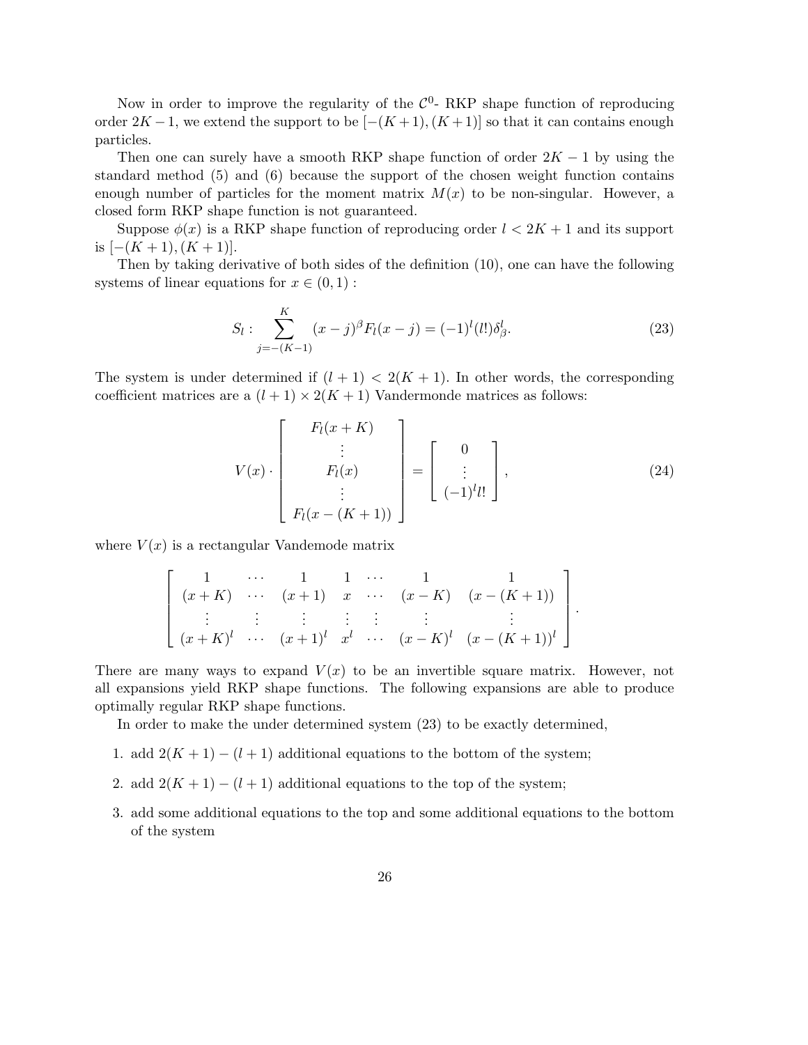Now in order to improve the regularity of the $\mathcal{C}^0$- RKP shape function of reproducing order $2K-1$, we extend the support to be $[-(K+1),(K+1)]$ so that it can contains enough particles.

Then one can surely have a smooth RKP shape function of order $2K-1$ by using the standard method (5) and (6) because the support of the chosen weight function contains enough number of particles for the moment matrix $M(x)$ to be non-singular. However, a closed form RKP shape function is not guaranteed.

Suppose $\phi(x)$ is a RKP shape function of reproducing order $l < 2K+1$ and its support is $[-(K+1),(K+1)]$.

Then by taking derivative of both sides of the definition (10), one can have the following systems of linear equations for $x \in (0,1)$ :

$$S_l : \sum_{j=-(K-1)}^{K} (x-j)^{\beta} F_l(x-j) = (-1)^l (l!) \delta_{\beta}^{l}. \tag{23}$$

The system is under determined if $(l+1) < 2(K+1)$. In other words, the corresponding coefficient matrices are a $(l+1) \times 2(K+1)$ Vandermonde matrices as follows:

$$V(x) \cdot \begin{bmatrix} F_l(x+K) \\ \vdots \\ F_l(x) \\ \vdots \\ F_l(x-(K+1)) \end{bmatrix} = \begin{bmatrix} 0 \\ \vdots \\ (-1)^l l! \end{bmatrix}, \tag{24}$$

where $V(x)$ is a rectangular Vandemode matrix

$$\begin{bmatrix} 1 & \cdots & 1 & 1 & \cdots & 1 & 1 \\ (x+K) & \cdots & (x+1) & x & \cdots & (x-K) & (x-(K+1)) \\ \vdots & \vdots & \vdots & \vdots & \vdots & \vdots & \vdots \\ (x+K)^l & \cdots & (x+1)^l & x^l & \cdots & (x-K)^l & (x-(K+1))^l \end{bmatrix}.$$

There are many ways to expand $V(x)$ to be an invertible square matrix. However, not all expansions yield RKP shape functions. The following expansions are able to produce optimally regular RKP shape functions.

In order to make the under determined system (23) to be exactly determined,

1. add $2(K+1)-(l+1)$ additional equations to the bottom of the system;
2. add $2(K+1)-(l+1)$ additional equations to the top of the system;
3. add some additional equations to the top and some additional equations to the bottom of the system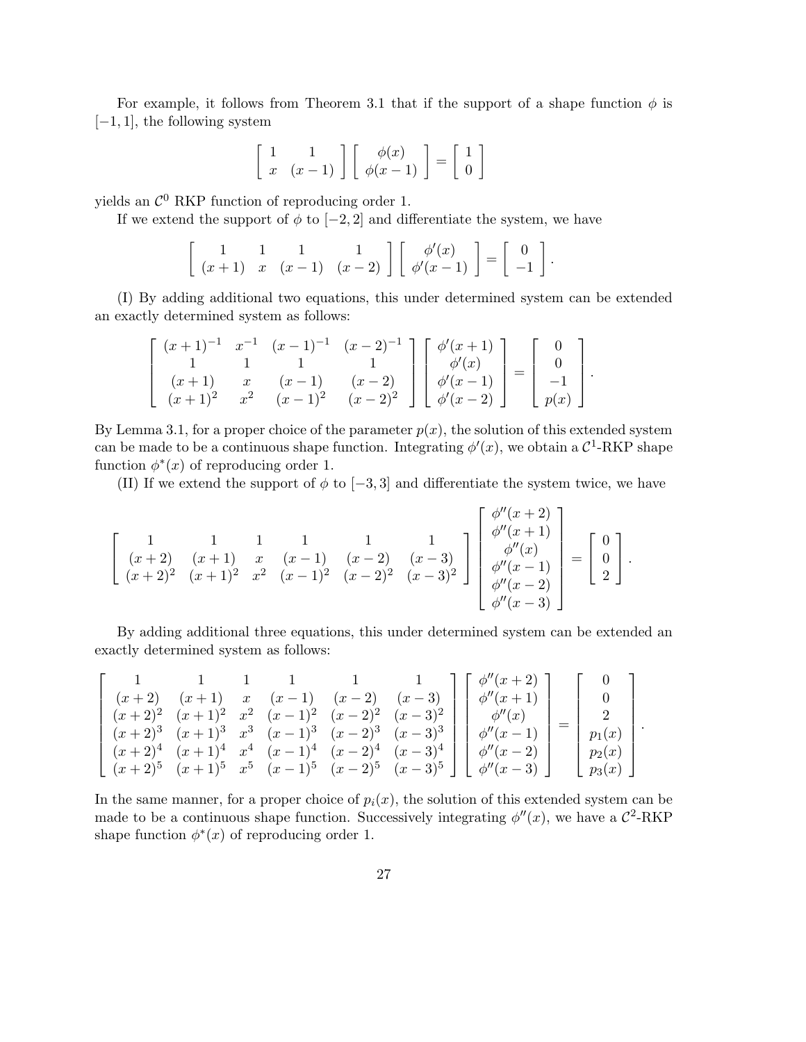For example, it follows from Theorem 3.1 that if the support of a shape function $\phi$ is $[-1, 1]$, the following system

$$\begin{bmatrix} 1 & 1 \\ x & (x-1) \end{bmatrix} \begin{bmatrix} \phi(x) \\ \phi(x-1) \end{bmatrix} = \begin{bmatrix} 1 \\ 0 \end{bmatrix}$$

yields an $\mathcal{C}^0$ RKP function of reproducing order 1.

If we extend the support of $\phi$ to $[-2, 2]$ and differentiate the system, we have

$$\begin{bmatrix} 1 & 1 & 1 & 1 \\ (x+1) & x & (x-1) & (x-2) \end{bmatrix} \begin{bmatrix} \phi'(x) \\ \phi'(x-1) \end{bmatrix} = \begin{bmatrix} 0 \\ -1 \end{bmatrix}.$$

(I) By adding additional two equations, this under determined system can be extended an exactly determined system as follows:

$$\begin{bmatrix} (x+1)^{-1} & x^{-1} & (x-1)^{-1} & (x-2)^{-1} \\ 1 & 1 & 1 & 1 \\ (x+1) & x & (x-1) & (x-2) \\ (x+1)^2 & x^2 & (x-1)^2 & (x-2)^2 \end{bmatrix} \begin{bmatrix} \phi'(x+1) \\ \phi'(x) \\ \phi'(x-1) \\ \phi'(x-2) \end{bmatrix} = \begin{bmatrix} 0 \\ 0 \\ -1 \\ p(x) \end{bmatrix}.$$

By Lemma 3.1, for a proper choice of the parameter $p(x)$, the solution of this extended system can be made to be a continuous shape function. Integrating $\phi'(x)$, we obtain a $\mathcal{C}^1$-RKP shape function $\phi^*(x)$ of reproducing order 1.

(II) If we extend the support of $\phi$ to $[-3, 3]$ and differentiate the system twice, we have

$$\begin{bmatrix} 1 & 1 & 1 & 1 & 1 & 1 \\ (x+2) & (x+1) & x & (x-1) & (x-2) & (x-3) \\ (x+2)^2 & (x+1)^2 & x^2 & (x-1)^2 & (x-2)^2 & (x-3)^2 \end{bmatrix} \begin{bmatrix} \phi''(x+2) \\ \phi''(x+1) \\ \phi''(x) \\ \phi''(x-1) \\ \phi''(x-2) \\ \phi''(x-3) \end{bmatrix} = \begin{bmatrix} 0 \\ 0 \\ 2 \end{bmatrix}.$$

By adding additional three equations, this under determined system can be extended an exactly determined system as follows:

$$\begin{bmatrix} 1 & 1 & 1 & 1 & 1 & 1 \\ (x+2) & (x+1) & x & (x-1) & (x-2) & (x-3) \\ (x+2)^2 & (x+1)^2 & x^2 & (x-1)^2 & (x-2)^2 & (x-3)^2 \\ (x+2)^3 & (x+1)^3 & x^3 & (x-1)^3 & (x-2)^3 & (x-3)^3 \\ (x+2)^4 & (x+1)^4 & x^4 & (x-1)^4 & (x-2)^4 & (x-3)^4 \\ (x+2)^5 & (x+1)^5 & x^5 & (x-1)^5 & (x-2)^5 & (x-3)^5 \end{bmatrix} \begin{bmatrix} \phi''(x+2) \\ \phi''(x+1) \\ \phi''(x) \\ \phi''(x-1) \\ \phi''(x-2) \\ \phi''(x-3) \end{bmatrix} = \begin{bmatrix} 0 \\ 0 \\ 2 \\ p_1(x) \\ p_2(x) \\ p_3(x) \end{bmatrix}.$$

In the same manner, for a proper choice of $p_i(x)$, the solution of this extended system can be made to be a continuous shape function. Successively integrating $\phi''(x)$, we have a $\mathcal{C}^2$-RKP shape function $\phi^*(x)$ of reproducing order 1.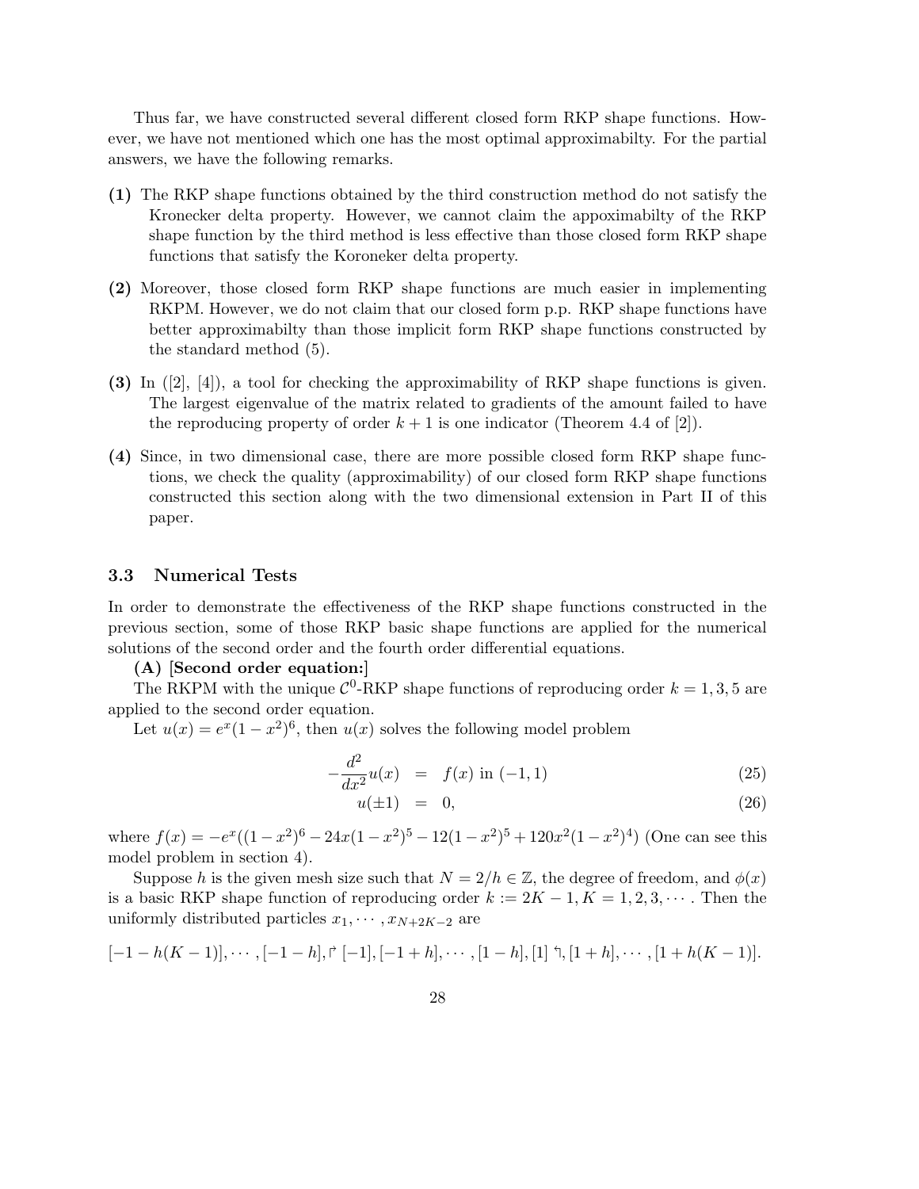Thus far, we have constructed several different closed form RKP shape functions. However, we have not mentioned which one has the most optimal approximabilty. For the partial answers, we have the following remarks.

**(1)** The RKP shape functions obtained by the third construction method do not satisfy the Kronecker delta property. However, we cannot claim the appoximabilty of the RKP shape function by the third method is less effective than those closed form RKP shape functions that satisfy the Koroneker delta property.

**(2)** Moreover, those closed form RKP shape functions are much easier in implementing RKPM. However, we do not claim that our closed form p.p. RKP shape functions have better approximabilty than those implicit form RKP shape functions constructed by the standard method (5).

**(3)** In ([2], [4]), a tool for checking the approximability of RKP shape functions is given. The largest eigenvalue of the matrix related to gradients of the amount failed to have the reproducing property of order $k+1$ is one indicator (Theorem 4.4 of [2]).

**(4)** Since, in two dimensional case, there are more possible closed form RKP shape functions, we check the quality (approximability) of our closed form RKP shape functions constructed this section along with the two dimensional extension in Part II of this paper.

### 3.3 Numerical Tests

In order to demonstrate the effectiveness of the RKP shape functions constructed in the previous section, some of those RKP basic shape functions are applied for the numerical solutions of the second order and the fourth order differential equations.

**(A) [Second order equation:]**

The RKPM with the unique $\mathcal{C}^0$-RKP shape functions of reproducing order $k = 1, 3, 5$ are applied to the second order equation.

Let $u(x) = e^x(1-x^2)^6$, then $u(x)$ solves the following model problem

$$-\frac{d^2}{dx^2}u(x) = f(x) \text{ in } (-1,1) \tag{25}$$

$$u(\pm 1) = 0, \tag{26}$$

where $f(x) = -e^x((1-x^2)^6 - 24x(1-x^2)^5 - 12(1-x^2)^5 + 120x^2(1-x^2)^4)$ (One can see this model problem in section 4).

Suppose $h$ is the given mesh size such that $N = 2/h \in \mathbb{Z}$, the degree of freedom, and $\phi(x)$ is a basic RKP shape function of reproducing order $k := 2K-1, K = 1, 2, 3, \cdots$. Then the uniformly distributed particles $x_1, \cdots, x_{N+2K-2}$ are

$$[-1-h(K-1)], \cdots, [-1-h], \ulcorner [-1], [-1+h], \cdots, [1-h], [1] \urcorner, [1+h], \cdots, [1+h(K-1)].$$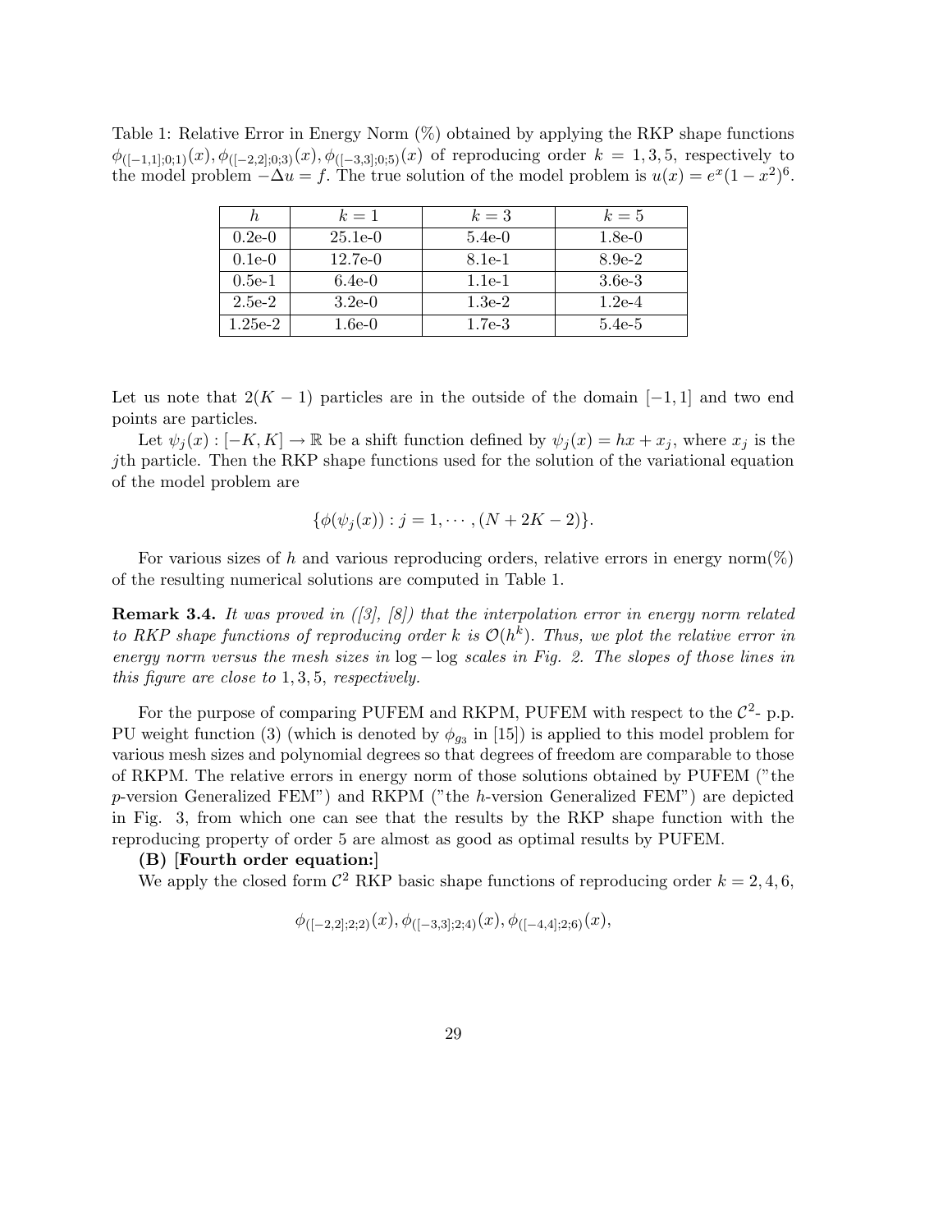Table 1: Relative Error in Energy Norm (%) obtained by applying the RKP shape functions $\phi_{([-1,1];0;1)}(x), \phi_{([-2,2];0;3)}(x), \phi_{([-3,3];0;5)}(x)$ of reproducing order $k = 1, 3, 5$, respectively to the model problem $-\Delta u = f$. The true solution of the model problem is $u(x) = e^x(1-x^2)^6$.

| $h$ | $k=1$ | $k=3$ | $k=5$ |
|---|---|---|---|
| 0.2e-0 | 25.1e-0 | 5.4e-0 | 1.8e-0 |
| 0.1e-0 | 12.7e-0 | 8.1e-1 | 8.9e-2 |
| 0.5e-1 | 6.4e-0 | 1.1e-1 | 3.6e-3 |
| 2.5e-2 | 3.2e-0 | 1.3e-2 | 1.2e-4 |
| 1.25e-2 | 1.6e-0 | 1.7e-3 | 5.4e-5 |

Let us note that $2(K-1)$ particles are in the outside of the domain $[-1, 1]$ and two end points are particles.

Let $\psi_j(x) : [-K, K] \to \mathbb{R}$ be a shift function defined by $\psi_j(x) = hx + x_j$, where $x_j$ is the $j$th particle. Then the RKP shape functions used for the solution of the variational equation of the model problem are

$$\{\phi(\psi_j(x)) : j = 1, \cdots, (N + 2K - 2)\}.$$

For various sizes of $h$ and various reproducing orders, relative errors in energy norm(%) of the resulting numerical solutions are computed in Table 1.

**Remark 3.4.** *It was proved in ([3], [8]) that the interpolation error in energy norm related to RKP shape functions of reproducing order $k$ is $\mathcal{O}(h^k)$. Thus, we plot the relative error in energy norm versus the mesh sizes in $\log-\log$ scales in Fig. 2. The slopes of those lines in this figure are close to $1, 3, 5$, respectively.*

For the purpose of comparing PUFEM and RKPM, PUFEM with respect to the $\mathcal{C}^2$- p.p. PU weight function (3) (which is denoted by $\phi_{g_3}$ in [15]) is applied to this model problem for various mesh sizes and polynomial degrees so that degrees of freedom are comparable to those of RKPM. The relative errors in energy norm of those solutions obtained by PUFEM ("the $p$-version Generalized FEM") and RKPM ("the $h$-version Generalized FEM") are depicted in Fig. 3, from which one can see that the results by the RKP shape function with the reproducing property of order 5 are almost as good as optimal results by PUFEM.

**(B) [Fourth order equation:]**

We apply the closed form $\mathcal{C}^2$ RKP basic shape functions of reproducing order $k = 2, 4, 6$,

$$\phi_{([-2,2];2;2)}(x), \phi_{([-3,3];2;4)}(x), \phi_{([-4,4];2;6)}(x),$$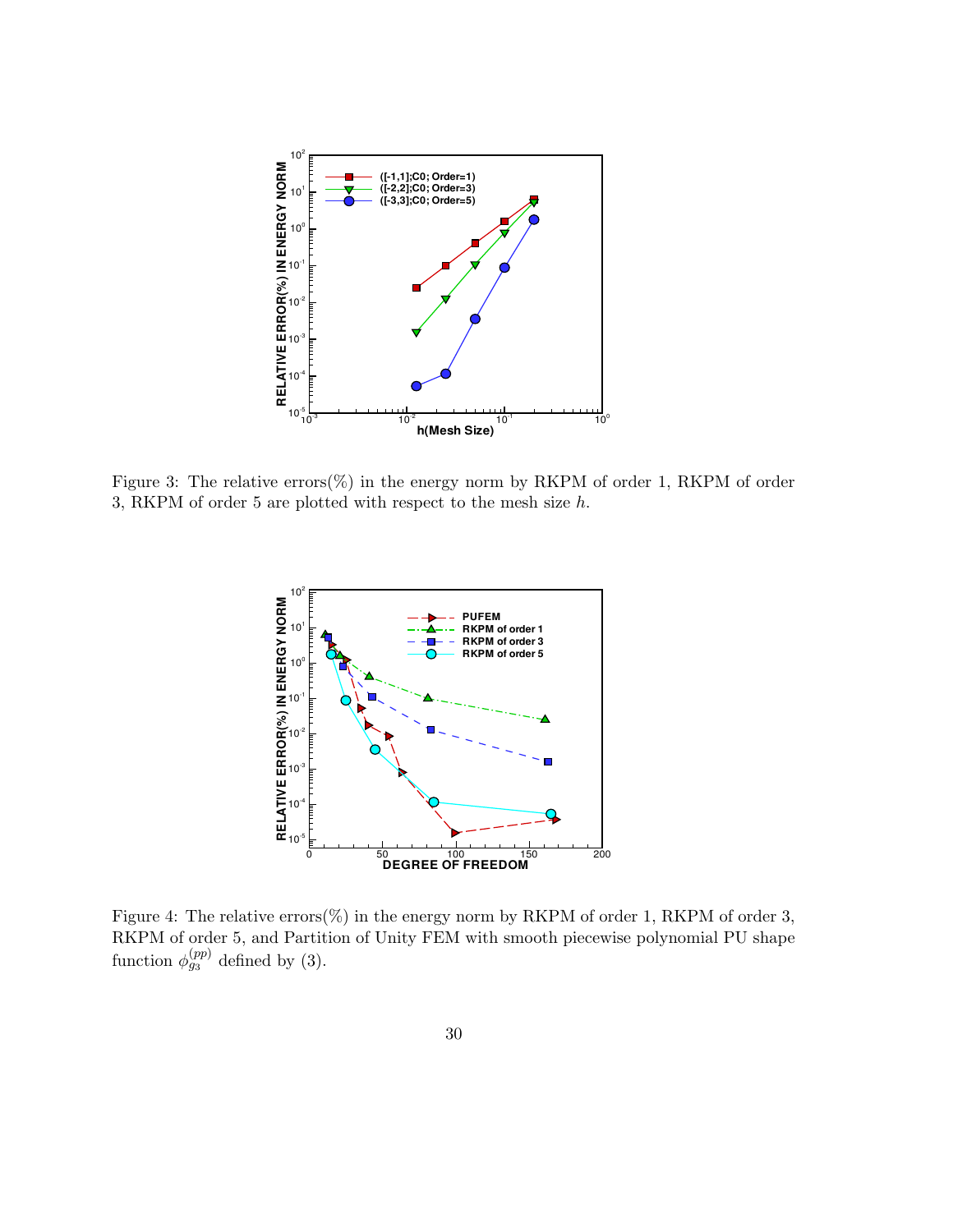Figure 3: The relative errors(%) in the energy norm by RKPM of order 1, RKPM of order 3, RKPM of order 5 are plotted with respect to the mesh size $h$.

Figure 4: The relative errors(%) in the energy norm by RKPM of order 1, RKPM of order 3, RKPM of order 5, and Partition of Unity FEM with smooth piecewise polynomial PU shape function $\phi_{g_3}^{(pp)}$ defined by (3).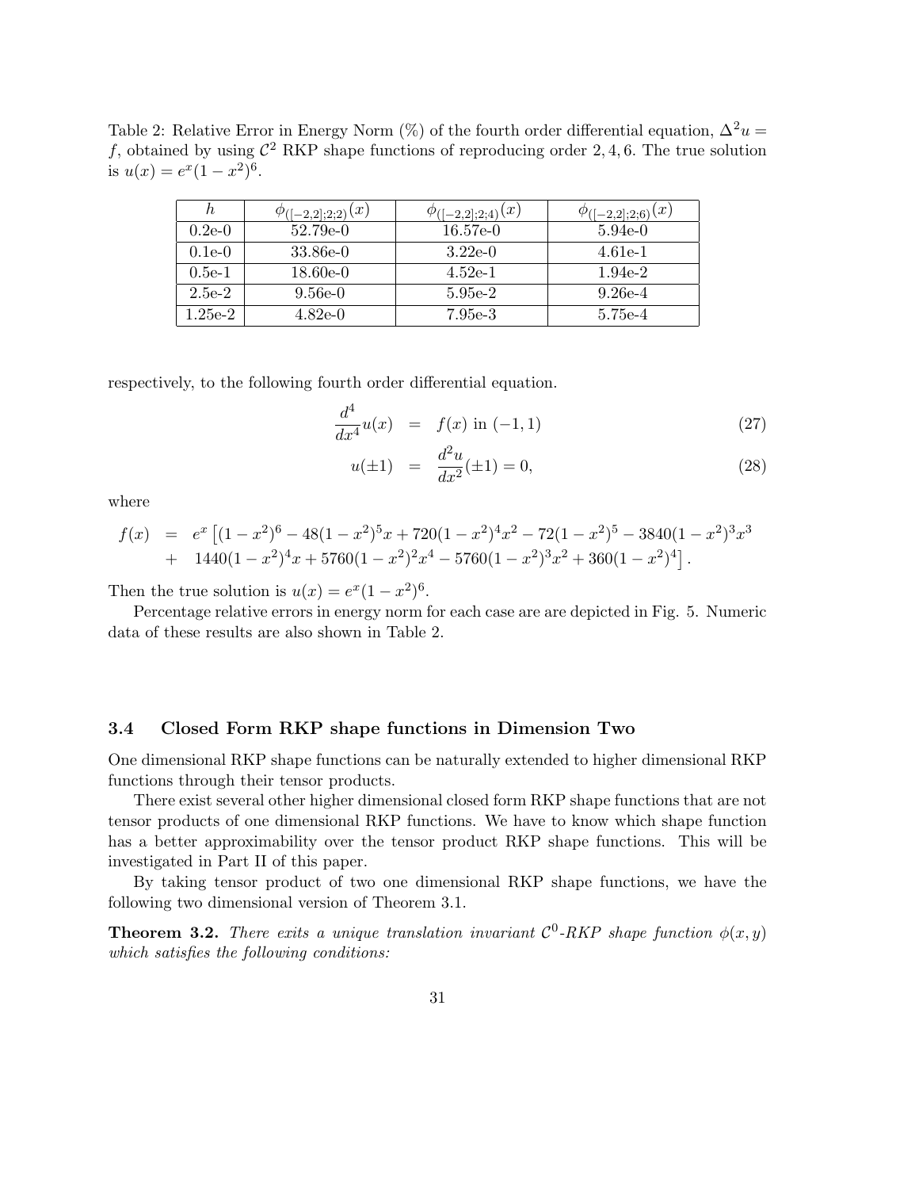Table 2: Relative Error in Energy Norm (%) of the fourth order differential equation, $\Delta^2 u = f$, obtained by using $\mathcal{C}^2$ RKP shape functions of reproducing order $2, 4, 6$. The true solution is $u(x) = e^x(1-x^2)^6$.

| $h$ | $\phi_{([-2,2];2;2)}(x)$ | $\phi_{([-2,2];2;4)}(x)$ | $\phi_{([-2,2];2;6)}(x)$ |
|---|---|---|---|
| 0.2e-0 | 52.79e-0 | 16.57e-0 | 5.94e-0 |
| 0.1e-0 | 33.86e-0 | 3.22e-0 | 4.61e-1 |
| 0.5e-1 | 18.60e-0 | 4.52e-1 | 1.94e-2 |
| 2.5e-2 | 9.56e-0 | 5.95e-2 | 9.26e-4 |
| 1.25e-2 | 4.82e-0 | 7.95e-3 | 5.75e-4 |

respectively, to the following fourth order differential equation.

$$\frac{d^4}{dx^4}u(x) \;=\; f(x) \text{ in } (-1,1) \tag{27}$$

$$u(\pm 1) \;=\; \frac{d^2 u}{dx^2}(\pm 1) = 0, \tag{28}$$

where

$$\begin{aligned} f(x) \;=\; & e^x\left[(1-x^2)^6 - 48(1-x^2)^5 x + 720(1-x^2)^4 x^2 - 72(1-x^2)^5 - 3840(1-x^2)^3 x^3\right. \\ & + \left. 1440(1-x^2)^4 x + 5760(1-x^2)^2 x^4 - 5760(1-x^2)^3 x^2 + 360(1-x^2)^4\right]. \end{aligned}$$

Then the true solution is $u(x) = e^x(1-x^2)^6$.

Percentage relative errors in energy norm for each case are are depicted in Fig. 5. Numeric data of these results are also shown in Table 2.

### 3.4 Closed Form RKP shape functions in Dimension Two

One dimensional RKP shape functions can be naturally extended to higher dimensional RKP functions through their tensor products.

There exist several other higher dimensional closed form RKP shape functions that are not tensor products of one dimensional RKP functions. We have to know which shape function has a better approximability over the tensor product RKP shape functions. This will be investigated in Part II of this paper.

By taking tensor product of two one dimensional RKP shape functions, we have the following two dimensional version of Theorem 3.1.

**Theorem 3.2.** *There exits a unique translation invariant $\mathcal{C}^0$-RKP shape function $\phi(x, y)$ which satisfies the following conditions:*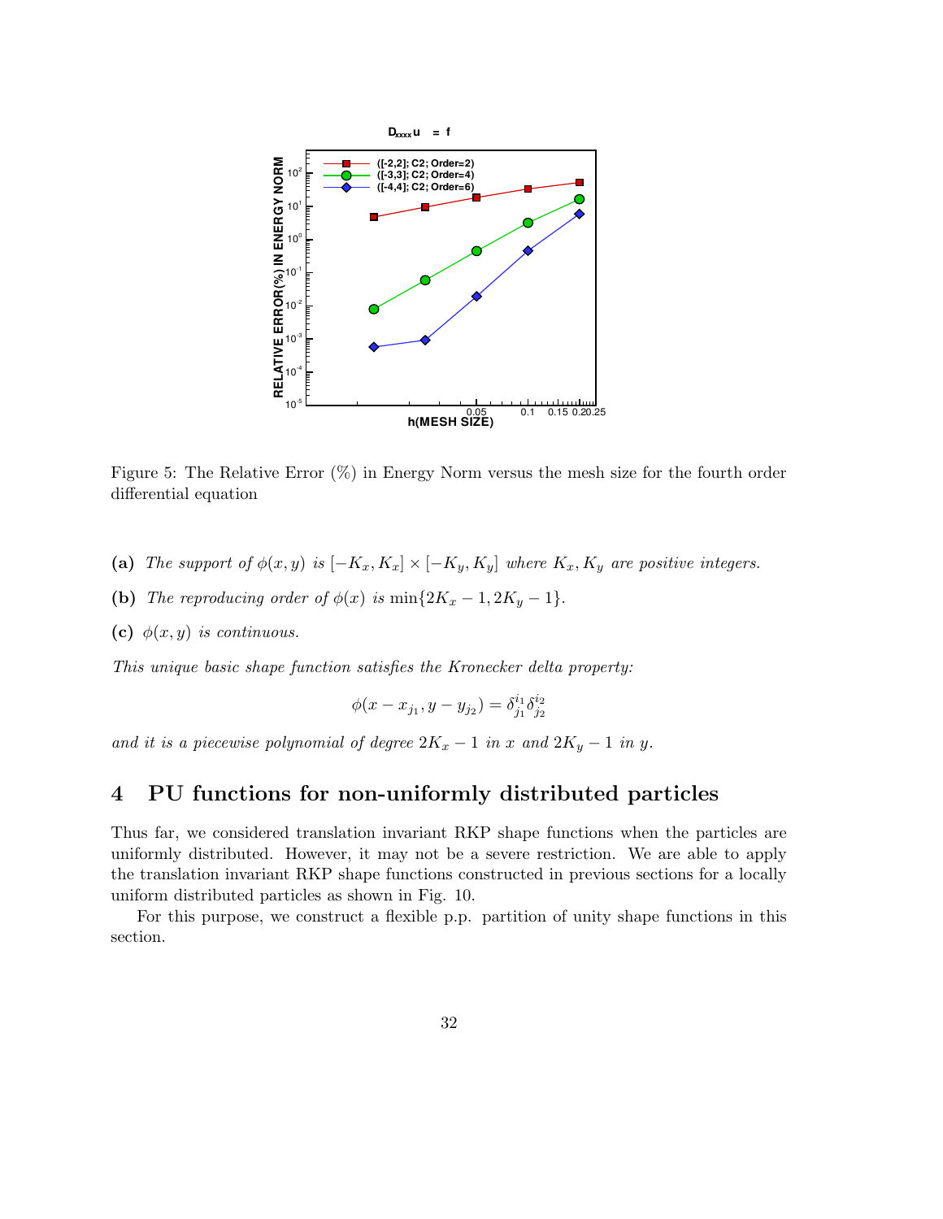Figure 5: The Relative Error (%) in Energy Norm versus the mesh size for the fourth order differential equation

**(a)** *The support of* $\phi(x, y)$ *is* $[-K_x, K_x] \times [-K_y, K_y]$ *where* $K_x, K_y$ *are positive integers.*

**(b)** *The reproducing order of* $\phi(x)$ *is* $\min\{2K_x - 1, 2K_y - 1\}$.

**(c)** $\phi(x, y)$ *is continuous.*

*This unique basic shape function satisfies the Kronecker delta property:*

$$\phi(x - x_{j_1}, y - y_{j_2}) = \delta_{j_1}^{i_1} \delta_{j_2}^{i_2}$$

*and it is a piecewise polynomial of degree* $2K_x - 1$ *in* $x$ *and* $2K_y - 1$ *in* $y$.

## 4 PU functions for non-uniformly distributed particles

Thus far, we considered translation invariant RKP shape functions when the particles are uniformly distributed. However, it may not be a severe restriction. We are able to apply the translation invariant RKP shape functions constructed in previous sections for a locally uniform distributed particles as shown in Fig. 10.

For this purpose, we construct a flexible p.p. partition of unity shape functions in this section.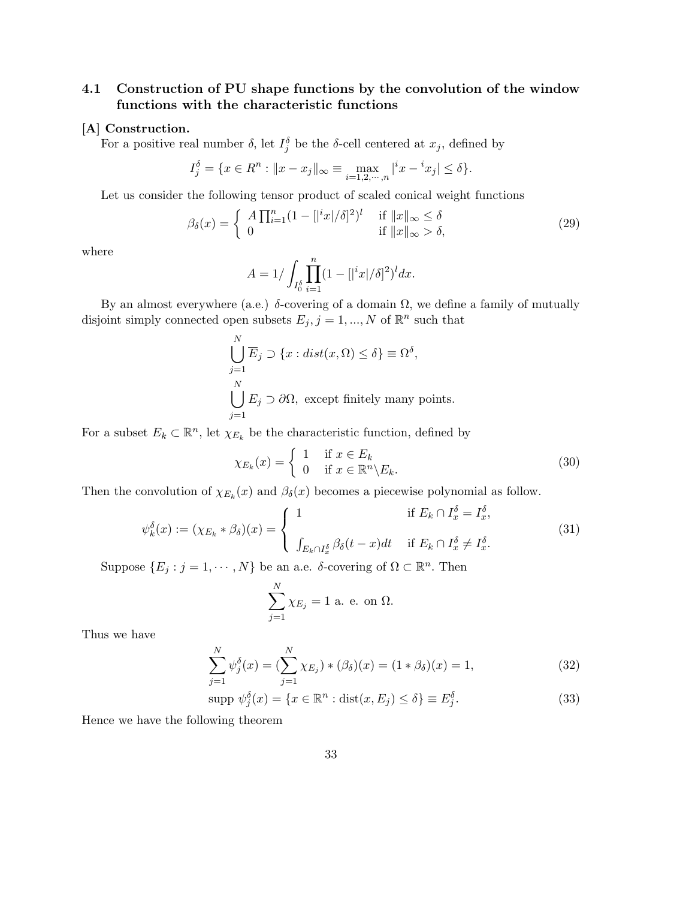### 4.1 Construction of PU shape functions by the convolution of the window functions with the characteristic functions

**[A] Construction.**

For a positive real number $\delta$, let $I_j^\delta$ be the $\delta$-cell centered at $x_j$, defined by

$$I_j^\delta = \{x \in R^n : \|x - x_j\|_\infty \equiv \max_{i=1,2,\cdots,n} |^i x - {}^i x_j| \leq \delta\}.$$

Let us consider the following tensor product of scaled conical weight functions

$$\beta_\delta(x) = \begin{cases} A \prod_{i=1}^n (1 - [|^i x|/\delta]^2)^l & \text{if } \|x\|_\infty \leq \delta \\ 0 & \text{if } \|x\|_\infty > \delta, \end{cases} \tag{29}$$

where

$$A = 1 / \int_{I_0^\delta} \prod_{i=1}^n (1 - [|^i x|/\delta]^2)^l dx.$$

By an almost everywhere (a.e.) $\delta$-covering of a domain $\Omega$, we define a family of mutually disjoint simply connected open subsets $E_j, j = 1, ..., N$ of $\mathbb{R}^n$ such that

$$\bigcup_{j=1}^N \overline{E}_j \supset \{x : dist(x, \Omega) \leq \delta\} \equiv \Omega^\delta,$$

$$\bigcup_{j=1}^N E_j \supset \partial\Omega, \text{ except finitely many points.}$$

For a subset $E_k \subset \mathbb{R}^n$, let $\chi_{E_k}$ be the characteristic function, defined by

$$\chi_{E_k}(x) = \begin{cases} 1 & \text{if } x \in E_k \\ 0 & \text{if } x \in \mathbb{R}^n \backslash E_k. \end{cases} \tag{30}$$

Then the convolution of $\chi_{E_k}(x)$ and $\beta_\delta(x)$ becomes a piecewise polynomial as follow.

$$\psi_k^\delta(x) := (\chi_{E_k} * \beta_\delta)(x) = \begin{cases} 1 & \text{if } E_k \cap I_x^\delta = I_x^\delta, \\ \int_{E_k \cap I_x^\delta} \beta_\delta(t - x) dt & \text{if } E_k \cap I_x^\delta \neq I_x^\delta. \end{cases} \tag{31}$$

Suppose $\{E_j : j = 1, \cdots, N\}$ be an a.e. $\delta$-covering of $\Omega \subset \mathbb{R}^n$. Then

$$\sum_{j=1}^N \chi_{E_j} = 1 \text{ a. e. on } \Omega.$$

Thus we have

$$\sum_{j=1}^N \psi_j^\delta(x) = (\sum_{j=1}^N \chi_{E_j}) * (\beta_\delta)(x) = (1 * \beta_\delta)(x) = 1, \tag{32}$$

$$\text{supp } \psi_j^\delta(x) = \{x \in \mathbb{R}^n : \text{dist}(x, E_j) \leq \delta\} \equiv E_j^\delta. \tag{33}$$

Hence we have the following theorem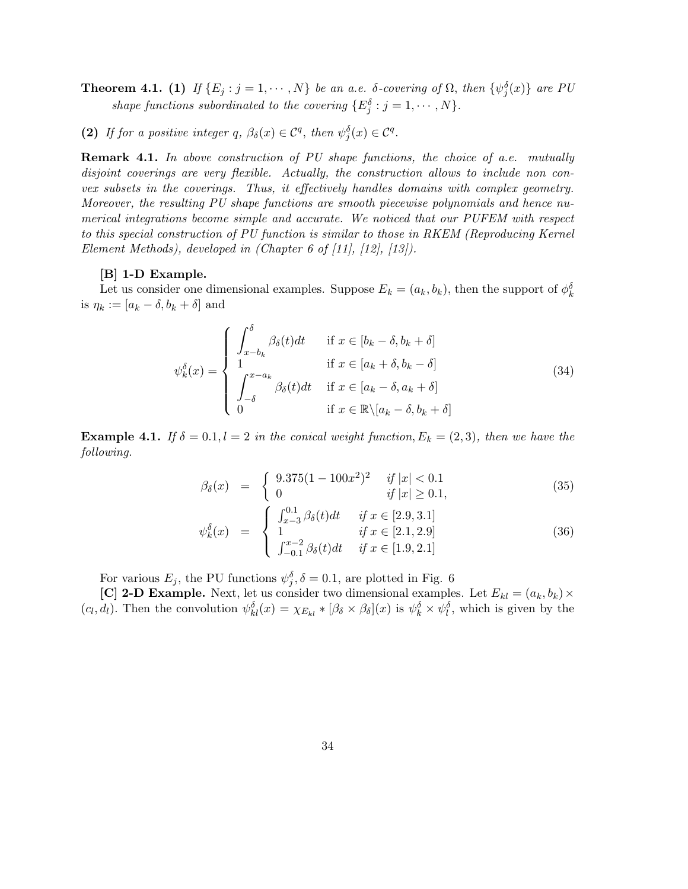**Theorem 4.1.** **(1)** *If $\{E_j : j = 1, \cdots, N\}$ be an a.e. $\delta$-covering of $\Omega$, then $\{\psi_j^\delta(x)\}$ are PU shape functions subordinated to the covering $\{E_j^\delta : j = 1, \cdots, N\}$.*

**(2)** *If for a positive integer $q$, $\beta_\delta(x) \in \mathcal{C}^q$, then $\psi_j^\delta(x) \in \mathcal{C}^q$.*

**Remark 4.1.** *In above construction of PU shape functions, the choice of a.e. mutually disjoint coverings are very flexible. Actually, the construction allows to include non convex subsets in the coverings. Thus, it effectively handles domains with complex geometry. Moreover, the resulting PU shape functions are smooth piecewise polynomials and hence numerical integrations become simple and accurate. We noticed that our PUFEM with respect to this special construction of PU function is similar to those in RKEM (Reproducing Kernel Element Methods), developed in (Chapter 6 of [11], [12], [13]).*

**[B] 1-D Example.**

Let us consider one dimensional examples. Suppose $E_k = (a_k, b_k)$, then the support of $\phi_k^\delta$ is $\eta_k := [a_k - \delta, b_k + \delta]$ and

$$
\psi_k^\delta(x) = \begin{cases} \displaystyle\int_{x-b_k}^{\delta} \beta_\delta(t)dt & \text{if } x \in [b_k - \delta, b_k + \delta] \\ 1 & \text{if } x \in [a_k + \delta, b_k - \delta] \\ \displaystyle\int_{-\delta}^{x-a_k} \beta_\delta(t)dt & \text{if } x \in [a_k - \delta, a_k + \delta] \\ 0 & \text{if } x \in \mathbb{R}\backslash[a_k - \delta, b_k + \delta] \end{cases} \tag{34}
$$

**Example 4.1.** *If $\delta = 0.1, l = 2$ in the conical weight function, $E_k = (2, 3)$, then we have the following.*

$$
\beta_\delta(x) = \begin{cases} 9.375(1 - 100x^2)^2 & \text{if } |x| < 0.1 \\ 0 & \text{if } |x| \geq 0.1, \end{cases} \tag{35}
$$

$$
\psi_k^\delta(x) = \begin{cases} \int_{x-3}^{0.1} \beta_\delta(t)dt & \text{if } x \in [2.9, 3.1] \\ 1 & \text{if } x \in [2.1, 2.9] \\ \int_{-0.1}^{x-2} \beta_\delta(t)dt & \text{if } x \in [1.9, 2.1] \end{cases} \tag{36}
$$

For various $E_j$, the PU functions $\psi_j^\delta, \delta = 0.1$, are plotted in Fig. 6

**[C] 2-D Example.** Next, let us consider two dimensional examples. Let $E_{kl} = (a_k, b_k) \times (c_l, d_l)$. Then the convolution $\psi_{kl}^\delta(x) = \chi_{E_{kl}} * [\beta_\delta \times \beta_\delta](x)$ is $\psi_k^\delta \times \psi_l^\delta$, which is given by the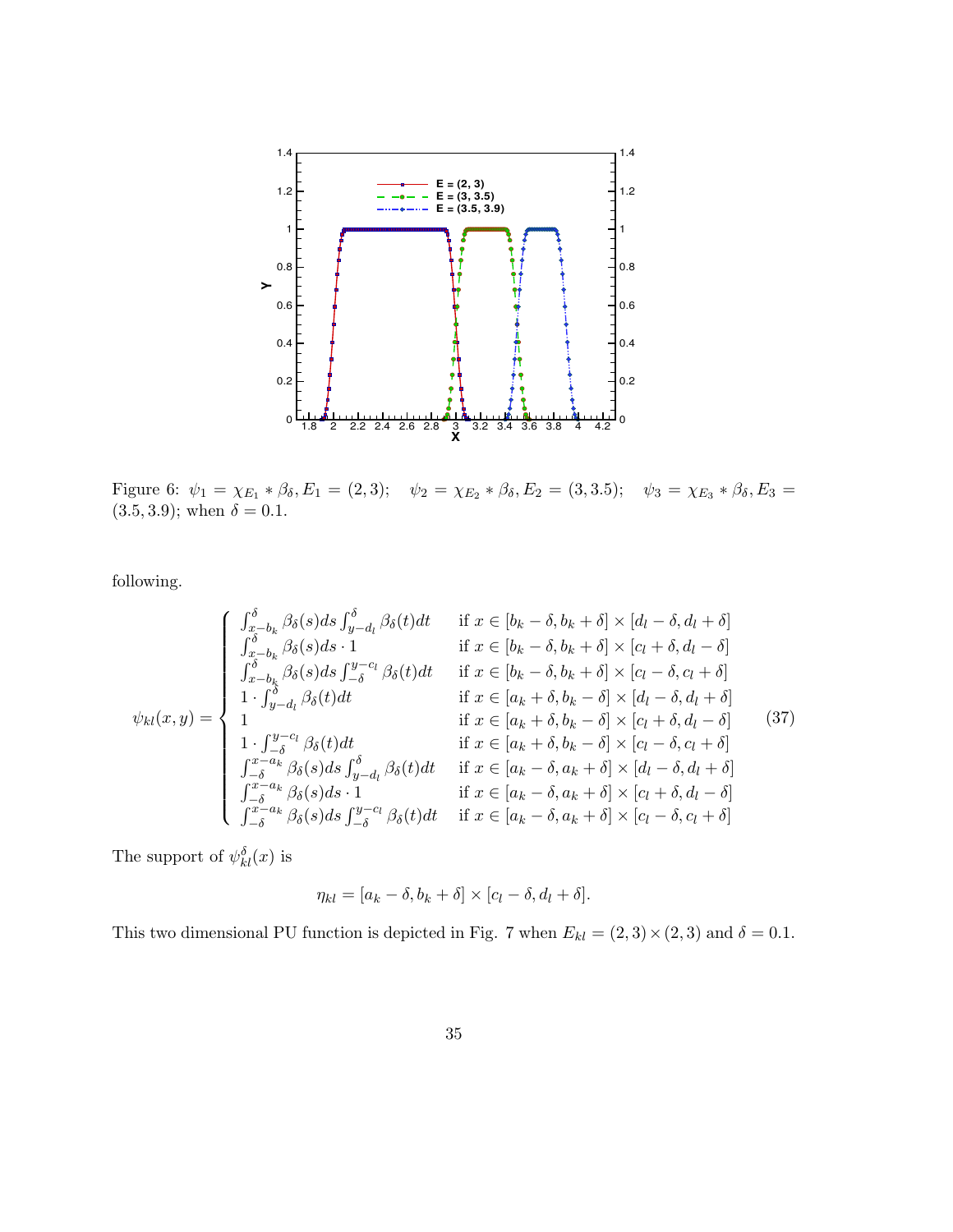Figure 6: $\psi_1 = \chi_{E_1} * \beta_\delta, E_1 = (2,3)$; $\quad \psi_2 = \chi_{E_2} * \beta_\delta, E_2 = (3, 3.5)$; $\quad \psi_3 = \chi_{E_3} * \beta_\delta, E_3 = (3.5, 3.9)$; when $\delta = 0.1$.

following.

$$
\psi_{kl}(x,y) = \begin{cases}
\int_{x-b_k}^{\delta} \beta_\delta(s)ds \int_{y-d_l}^{\delta} \beta_\delta(t)dt & \text{if } x \in [b_k - \delta, b_k + \delta] \times [d_l - \delta, d_l + \delta] \\
\int_{x-b_k}^{\delta} \beta_\delta(s)ds \cdot 1 & \text{if } x \in [b_k - \delta, b_k + \delta] \times [c_l + \delta, d_l - \delta] \\
\int_{x-b_k}^{\delta} \beta_\delta(s)ds \int_{-\delta}^{y-c_l} \beta_\delta(t)dt & \text{if } x \in [b_k - \delta, b_k + \delta] \times [c_l - \delta, c_l + \delta] \\
1 \cdot \int_{y-d_l}^{\delta} \beta_\delta(t)dt & \text{if } x \in [a_k + \delta, b_k - \delta] \times [d_l - \delta, d_l + \delta] \\
1 & \text{if } x \in [a_k + \delta, b_k - \delta] \times [c_l + \delta, d_l - \delta] \\
1 \cdot \int_{-\delta}^{y-c_l} \beta_\delta(t)dt & \text{if } x \in [a_k + \delta, b_k - \delta] \times [c_l - \delta, c_l + \delta] \\
\int_{-\delta}^{x-a_k} \beta_\delta(s)ds \int_{y-d_l}^{\delta} \beta_\delta(t)dt & \text{if } x \in [a_k - \delta, a_k + \delta] \times [d_l - \delta, d_l + \delta] \\
\int_{-\delta}^{x-a_k} \beta_\delta(s)ds \cdot 1 & \text{if } x \in [a_k - \delta, a_k + \delta] \times [c_l + \delta, d_l - \delta] \\
\int_{-\delta}^{x-a_k} \beta_\delta(s)ds \int_{-\delta}^{y-c_l} \beta_\delta(t)dt & \text{if } x \in [a_k - \delta, a_k + \delta] \times [c_l - \delta, c_l + \delta]
\end{cases} \tag{37}
$$

The support of $\psi_{kl}^\delta(x)$ is

$$
\eta_{kl} = [a_k - \delta, b_k + \delta] \times [c_l - \delta, d_l + \delta].
$$

This two dimensional PU function is depicted in Fig. 7 when $E_{kl} = (2,3) \times (2,3)$ and $\delta = 0.1$.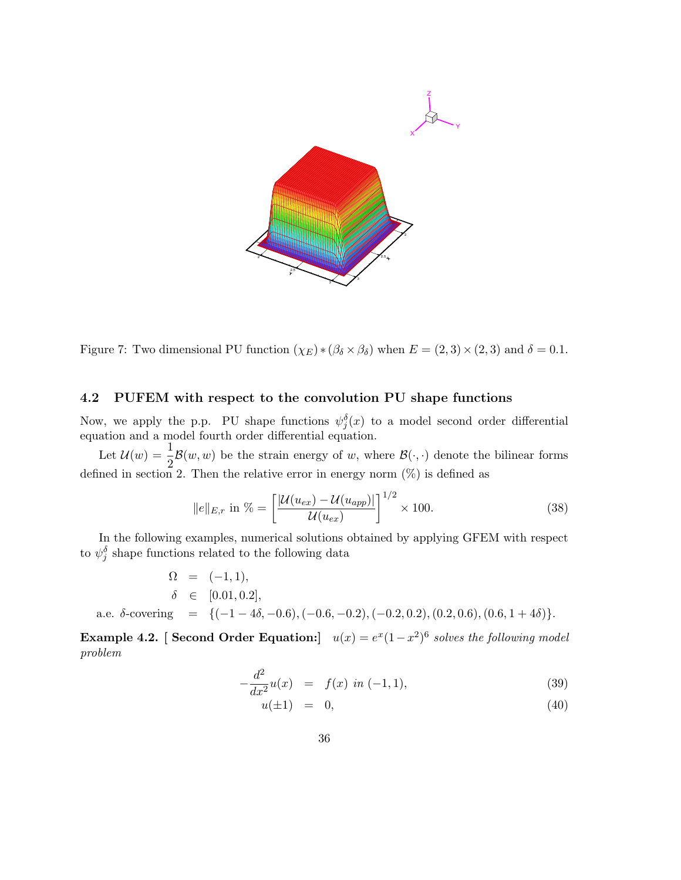Figure 7: Two dimensional PU function $(\chi_E) * (\beta_\delta \times \beta_\delta)$ when $E = (2, 3) \times (2, 3)$ and $\delta = 0.1$.

### 4.2 PUFEM with respect to the convolution PU shape functions

Now, we apply the p.p. PU shape functions $\psi_j^\delta(x)$ to a model second order differential equation and a model fourth order differential equation.

Let $\mathcal{U}(w) = \dfrac{1}{2}\mathcal{B}(w, w)$ be the strain energy of $w$, where $\mathcal{B}(\cdot, \cdot)$ denote the bilinear forms defined in section 2. Then the relative error in energy norm (%) is defined as

$$\|e\|_{E,r} \text{ in } \% = \left[ \frac{|\mathcal{U}(u_{ex}) - \mathcal{U}(u_{app})|}{\mathcal{U}(u_{ex})} \right]^{1/2} \times 100. \tag{38}$$

In the following examples, numerical solutions obtained by applying GFEM with respect to $\psi_j^\delta$ shape functions related to the following data

$$\begin{aligned} \Omega &= (-1, 1), \\ \delta &\in [0.01, 0.2], \\ \text{a.e. } \delta\text{-covering} &= \{(-1 - 4\delta, -0.6), (-0.6, -0.2), (-0.2, 0.2), (0.2, 0.6), (0.6, 1 + 4\delta)\}. \end{aligned}$$

**Example 4.2. [ Second Order Equation:]** *$u(x) = e^x(1 - x^2)^6$ solves the following model problem*

$$-\frac{d^2}{dx^2}u(x) = f(x) \text{ in } (-1, 1), \tag{39}$$

$$u(\pm 1) = 0, \tag{40}$$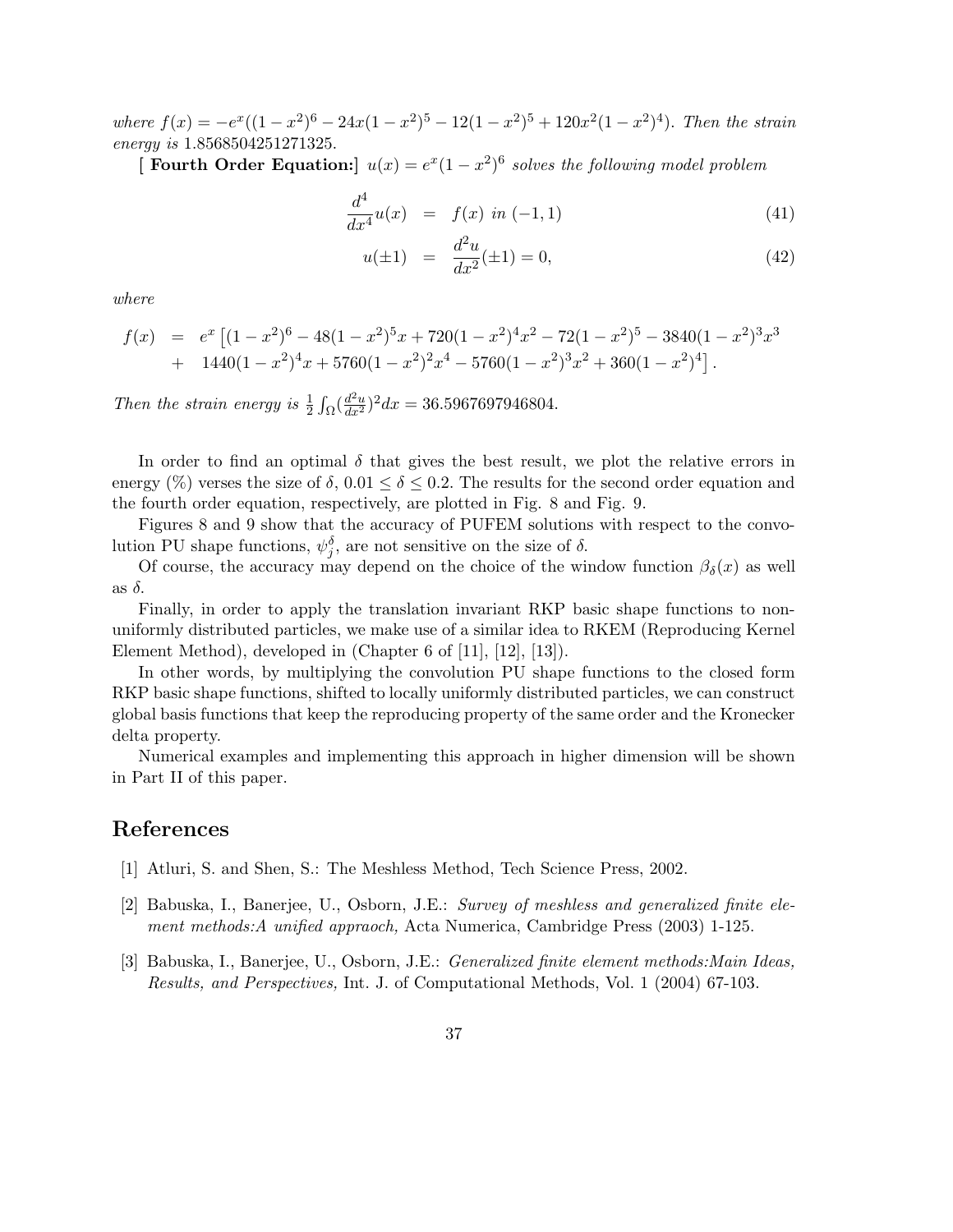*where* $f(x) = -e^x((1-x^2)^6 - 24x(1-x^2)^5 - 12(1-x^2)^5 + 120x^2(1-x^2)^4)$*. Then the strain energy is* 1.8568504251271325.

[ **Fourth Order Equation:**] $u(x) = e^x(1-x^2)^6$ *solves the following model problem*

$$
\begin{aligned}
\frac{d^4}{dx^4}u(x) &= f(x) \text{ in } (-1,1) &(41)\\
u(\pm 1) &= \frac{d^2u}{dx^2}(\pm 1) = 0, &(42)
\end{aligned}
$$

*where*

$$
\begin{aligned}
f(x) &= e^x \left[ (1-x^2)^6 - 48(1-x^2)^5 x + 720(1-x^2)^4 x^2 - 72(1-x^2)^5 - 3840(1-x^2)^3 x^3 \right.\\
&+ \left. 1440(1-x^2)^4 x + 5760(1-x^2)^2 x^4 - 5760(1-x^2)^3 x^2 + 360(1-x^2)^4 \right].
\end{aligned}
$$

*Then the strain energy is* $\frac{1}{2}\int_\Omega (\frac{d^2u}{dx^2})^2 dx = 36.5967697946804$.

In order to find an optimal $\delta$ that gives the best result, we plot the relative errors in energy (%) verses the size of $\delta$, $0.01 \leq \delta \leq 0.2$. The results for the second order equation and the fourth order equation, respectively, are plotted in Fig. 8 and Fig. 9.

Figures 8 and 9 show that the accuracy of PUFEM solutions with respect to the convolution PU shape functions, $\psi_j^\delta$, are not sensitive on the size of $\delta$.

Of course, the accuracy may depend on the choice of the window function $\beta_\delta(x)$ as well as $\delta$.

Finally, in order to apply the translation invariant RKP basic shape functions to non-uniformly distributed particles, we make use of a similar idea to RKEM (Reproducing Kernel Element Method), developed in (Chapter 6 of [11], [12], [13]).

In other words, by multiplying the convolution PU shape functions to the closed form RKP basic shape functions, shifted to locally uniformly distributed particles, we can construct global basis functions that keep the reproducing property of the same order and the Kronecker delta property.

Numerical examples and implementing this approach in higher dimension will be shown in Part II of this paper.

## References

[1] Atluri, S. and Shen, S.: The Meshless Method, Tech Science Press, 2002.

[2] Babuska, I., Banerjee, U., Osborn, J.E.: *Survey of meshless and generalized finite element methods:A unified appraoch,* Acta Numerica, Cambridge Press (2003) 1-125.

[3] Babuska, I., Banerjee, U., Osborn, J.E.: *Generalized finite element methods:Main Ideas, Results, and Perspectives,* Int. J. of Computational Methods, Vol. 1 (2004) 67-103.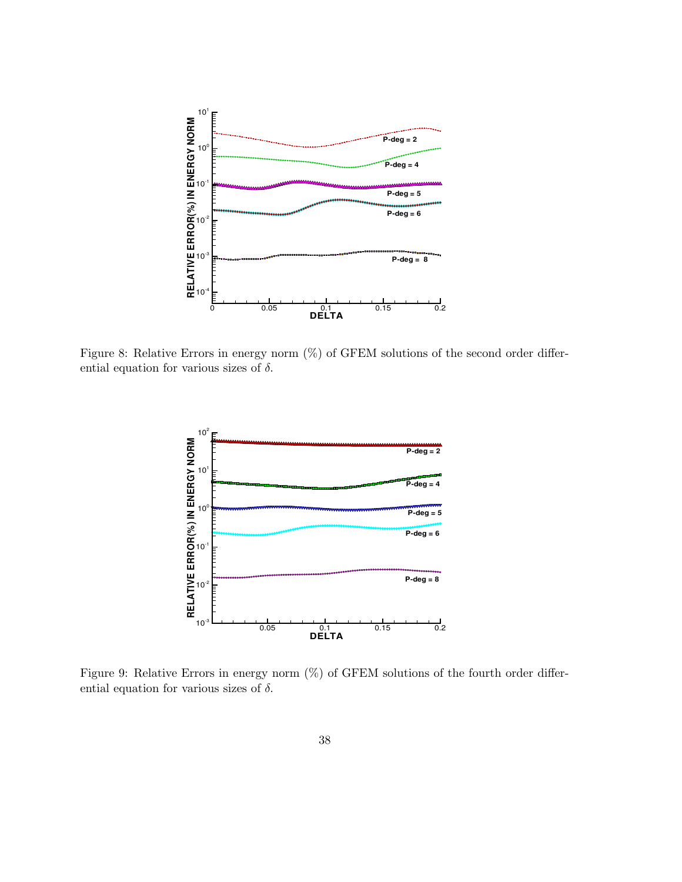Figure 8: Relative Errors in energy norm (%) of GFEM solutions of the second order differential equation for various sizes of $\delta$.

Figure 9: Relative Errors in energy norm (%) of GFEM solutions of the fourth order differential equation for various sizes of $\delta$.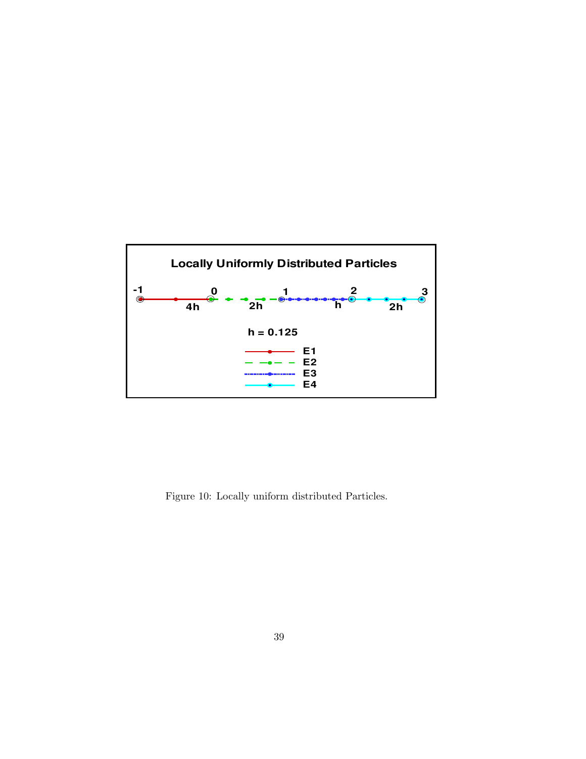Figure 10: Locally uniform distributed Particles.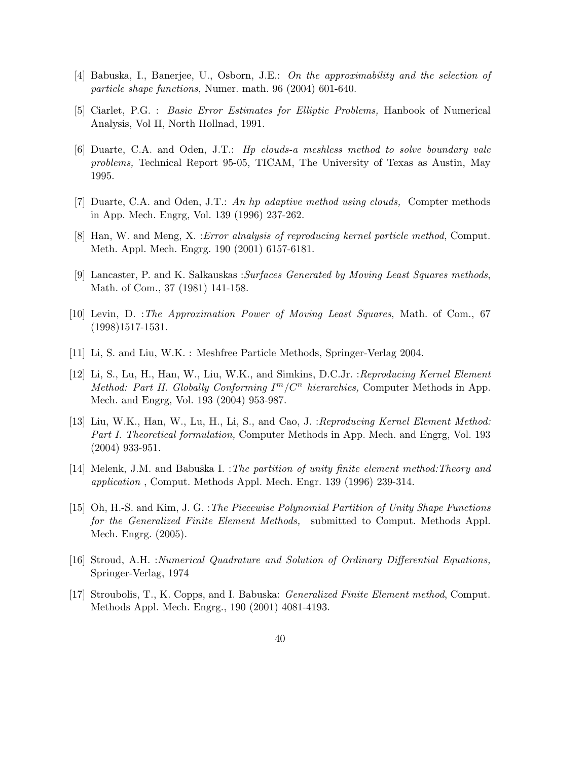[4] Babuska, I., Banerjee, U., Osborn, J.E.: *On the approximability and the selection of particle shape functions,* Numer. math. 96 (2004) 601-640.

[5] Ciarlet, P.G. : *Basic Error Estimates for Elliptic Problems,* Hanbook of Numerical Analysis, Vol II, North Hollnad, 1991.

[6] Duarte, C.A. and Oden, J.T.: *Hp clouds-a meshless method to solve boundary vale problems,* Technical Report 95-05, TICAM, The University of Texas as Austin, May 1995.

[7] Duarte, C.A. and Oden, J.T.: *An hp adaptive method using clouds,* Compter methods in App. Mech. Engrg, Vol. 139 (1996) 237-262.

[8] Han, W. and Meng, X. :*Error alnalysis of reproducing kernel particle method*, Comput. Meth. Appl. Mech. Engrg. 190 (2001) 6157-6181.

[9] Lancaster, P. and K. Salkauskas :*Surfaces Generated by Moving Least Squares methods*, Math. of Com., 37 (1981) 141-158.

[10] Levin, D. :*The Approximation Power of Moving Least Squares*, Math. of Com., 67 (1998)1517-1531.

[11] Li, S. and Liu, W.K. : Meshfree Particle Methods, Springer-Verlag 2004.

[12] Li, S., Lu, H., Han, W., Liu, W.K., and Simkins, D.C.Jr. :*Reproducing Kernel Element Method: Part II. Globally Conforming $I^m/C^n$ hierarchies,* Computer Methods in App. Mech. and Engrg, Vol. 193 (2004) 953-987.

[13] Liu, W.K., Han, W., Lu, H., Li, S., and Cao, J. :*Reproducing Kernel Element Method: Part I. Theoretical formulation,* Computer Methods in App. Mech. and Engrg, Vol. 193 (2004) 933-951.

[14] Melenk, J.M. and Babuška I. :*The partition of unity finite element method:Theory and application* , Comput. Methods Appl. Mech. Engr. 139 (1996) 239-314.

[15] Oh, H.-S. and Kim, J. G. :*The Piecewise Polynomial Partition of Unity Shape Functions for the Generalized Finite Element Methods,* submitted to Comput. Methods Appl. Mech. Engrg. (2005).

[16] Stroud, A.H. :*Numerical Quadrature and Solution of Ordinary Differential Equations,* Springer-Verlag, 1974

[17] Stroubolis, T., K. Copps, and I. Babuska: *Generalized Finite Element method*, Comput. Methods Appl. Mech. Engrg., 190 (2001) 4081-4193.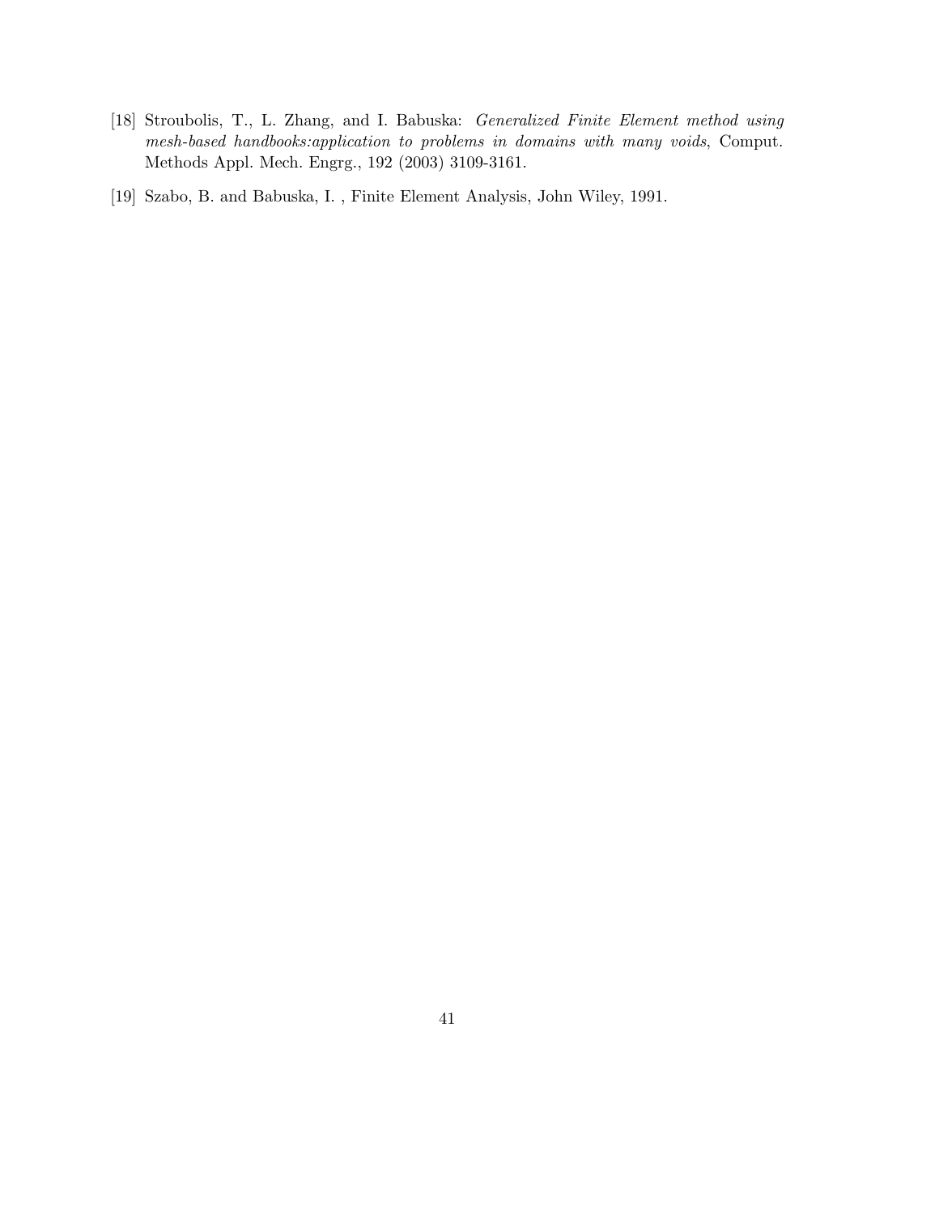[18] Stroubolis, T., L. Zhang, and I. Babuska: *Generalized Finite Element method using mesh-based handbooks:application to problems in domains with many voids*, Comput. Methods Appl. Mech. Engrg., 192 (2003) 3109-3161.

[19] Szabo, B. and Babuska, I. , Finite Element Analysis, John Wiley, 1991.